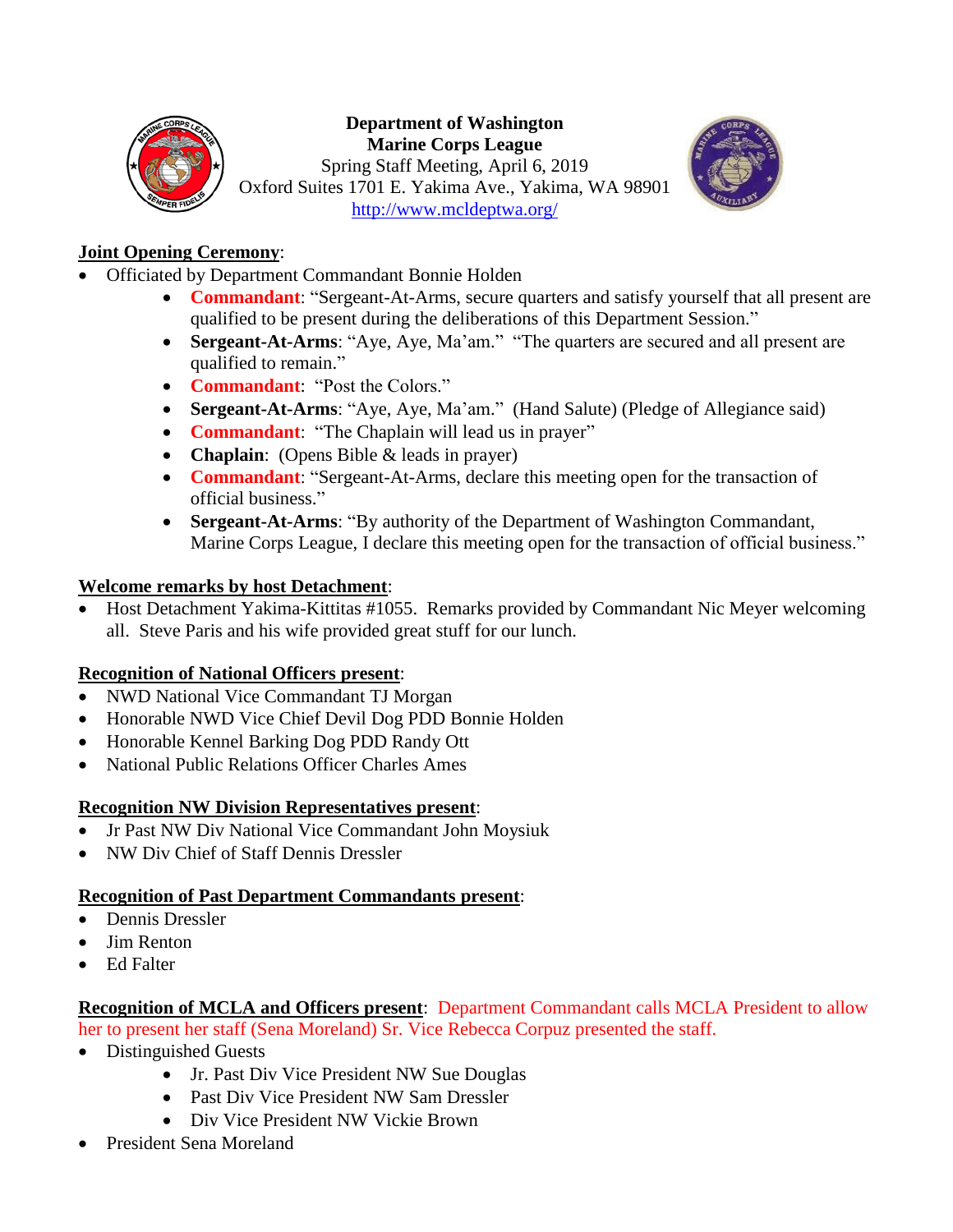**Department of Washington**
**Marine Corps League**
Spring Staff Meeting, April 6, 2019
Oxford Suites 1701 E. Yakima Ave., Yakima, WA 98901
http://www.mcldeptwa.org/

**Joint Opening Ceremony**:

- Officiated by Department Commandant Bonnie Holden
    - **Commandant**: "Sergeant-At-Arms, secure quarters and satisfy yourself that all present are qualified to be present during the deliberations of this Department Session."
    - **Sergeant-At-Arms**: "Aye, Aye, Ma'am." "The quarters are secured and all present are qualified to remain."
    - **Commandant**: "Post the Colors."
    - **Sergeant-At-Arms**: "Aye, Aye, Ma'am." (Hand Salute) (Pledge of Allegiance said)
    - **Commandant**: "The Chaplain will lead us in prayer"
    - **Chaplain**: (Opens Bible & leads in prayer)
    - **Commandant**: "Sergeant-At-Arms, declare this meeting open for the transaction of official business."
    - **Sergeant-At-Arms**: "By authority of the Department of Washington Commandant, Marine Corps League, I declare this meeting open for the transaction of official business."

**Welcome remarks by host Detachment**:

- Host Detachment Yakima-Kittitas #1055. Remarks provided by Commandant Nic Meyer welcoming all. Steve Paris and his wife provided great stuff for our lunch.

**Recognition of National Officers present**:

- NWD National Vice Commandant TJ Morgan
- Honorable NWD Vice Chief Devil Dog PDD Bonnie Holden
- Honorable Kennel Barking Dog PDD Randy Ott
- National Public Relations Officer Charles Ames

**Recognition NW Division Representatives present**:

- Jr Past NW Div National Vice Commandant John Moysiuk
- NW Div Chief of Staff Dennis Dressler

**Recognition of Past Department Commandants present**:

- Dennis Dressler
- Jim Renton
- Ed Falter

**Recognition of MCLA and Officers present**: Department Commandant calls MCLA President to allow her to present her staff (Sena Moreland) Sr. Vice Rebecca Corpuz presented the staff.

- Distinguished Guests
    - Jr. Past Div Vice President NW Sue Douglas
    - Past Div Vice President NW Sam Dressler
    - Div Vice President NW Vickie Brown
- President Sena Moreland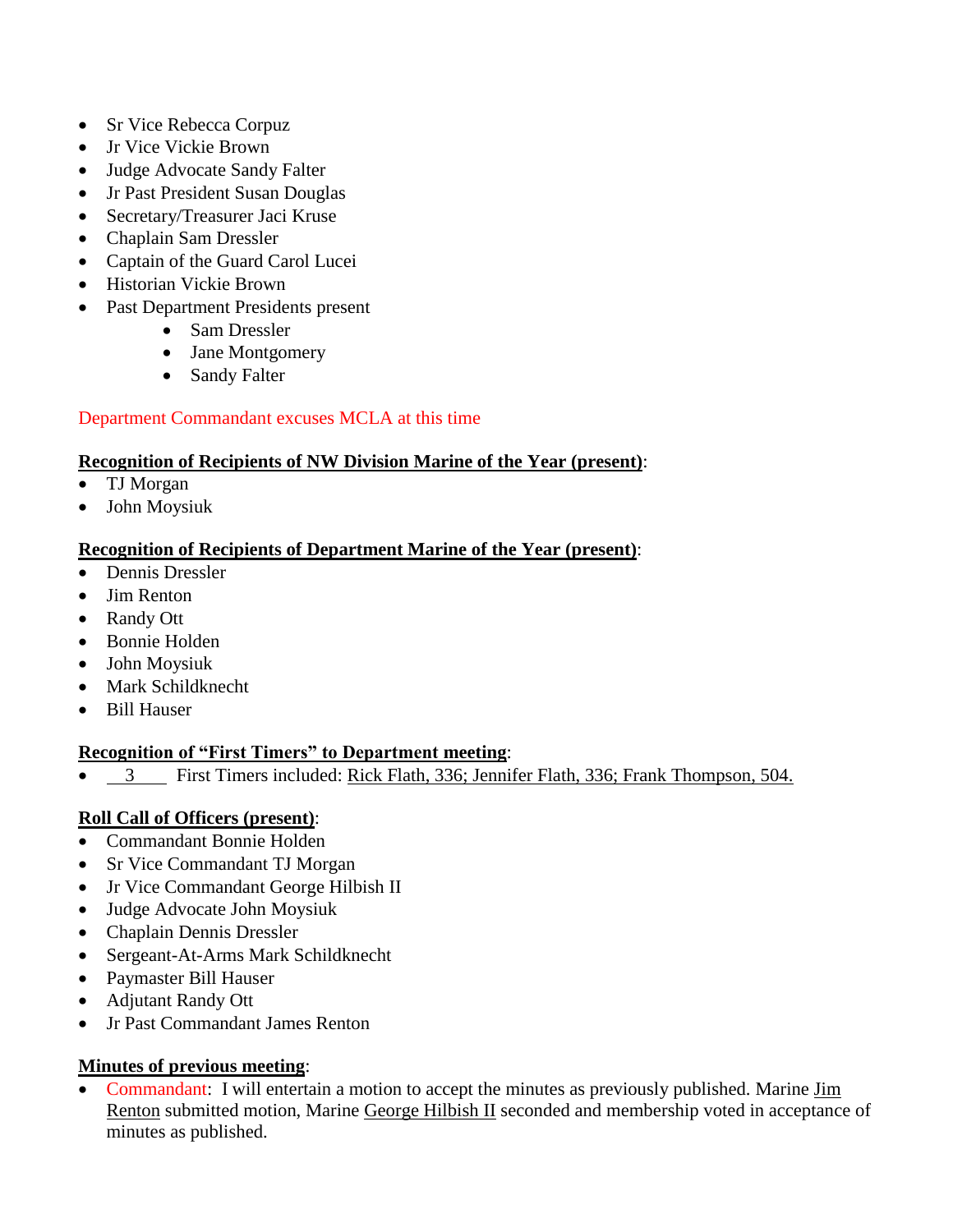- Sr Vice Rebecca Corpuz
- Jr Vice Vickie Brown
- Judge Advocate Sandy Falter
- Jr Past President Susan Douglas
- Secretary/Treasurer Jaci Kruse
- Chaplain Sam Dressler
- Captain of the Guard Carol Lucei
- Historian Vickie Brown
- Past Department Presidents present
    - Sam Dressler
    - Jane Montgomery
    - Sandy Falter

Department Commandant excuses MCLA at this time

**Recognition of Recipients of NW Division Marine of the Year (present)**:

- TJ Morgan
- John Moysiuk

**Recognition of Recipients of Department Marine of the Year (present)**:

- Dennis Dressler
- Jim Renton
- Randy Ott
- Bonnie Holden
- John Moysiuk
- Mark Schildknecht
- Bill Hauser

**Recognition of "First Timers" to Department meeting**:

- 3 First Timers included: Rick Flath, 336; Jennifer Flath, 336; Frank Thompson, 504.

**Roll Call of Officers (present)**:

- Commandant Bonnie Holden
- Sr Vice Commandant TJ Morgan
- Jr Vice Commandant George Hilbish II
- Judge Advocate John Moysiuk
- Chaplain Dennis Dressler
- Sergeant-At-Arms Mark Schildknecht
- Paymaster Bill Hauser
- Adjutant Randy Ott
- Jr Past Commandant James Renton

**Minutes of previous meeting**:

- Commandant: I will entertain a motion to accept the minutes as previously published. Marine Jim Renton submitted motion, Marine George Hilbish II seconded and membership voted in acceptance of minutes as published.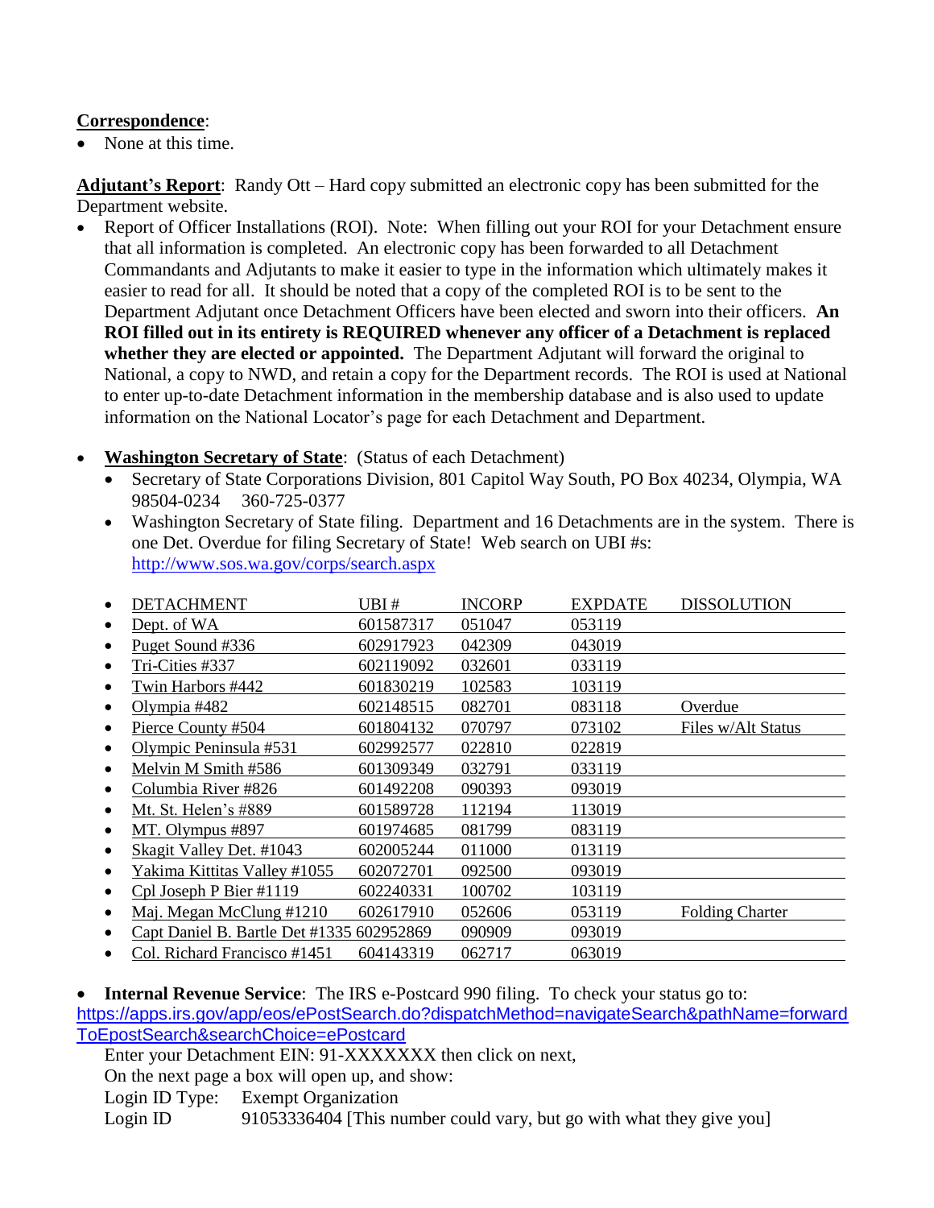**Correspondence**:

- None at this time.

**Adjutant's Report**: Randy Ott – Hard copy submitted an electronic copy has been submitted for the Department website.

- Report of Officer Installations (ROI). Note: When filling out your ROI for your Detachment ensure that all information is completed. An electronic copy has been forwarded to all Detachment Commandants and Adjutants to make it easier to type in the information which ultimately makes it easier to read for all. It should be noted that a copy of the completed ROI is to be sent to the Department Adjutant once Detachment Officers have been elected and sworn into their officers. **An ROI filled out in its entirety is REQUIRED whenever any officer of a Detachment is replaced whether they are elected or appointed.** The Department Adjutant will forward the original to National, a copy to NWD, and retain a copy for the Department records. The ROI is used at National to enter up-to-date Detachment information in the membership database and is also used to update information on the National Locator's page for each Detachment and Department.

- **Washington Secretary of State**: (Status of each Detachment)
  - Secretary of State Corporations Division, 801 Capitol Way South, PO Box 40234, Olympia, WA 98504-0234 360-725-0377
  - Washington Secretary of State filing. Department and 16 Detachments are in the system. There is one Det. Overdue for filing Secretary of State! Web search on UBI #s: http://www.sos.wa.gov/corps/search.aspx

| DETACHMENT | UBI # | INCORP | EXPDATE | DISSOLUTION |
|---|---|---|---|---|
| Dept. of WA | 601587317 | 051047 | 053119 | |
| Puget Sound #336 | 602917923 | 042309 | 043019 | |
| Tri-Cities #337 | 602119092 | 032601 | 033119 | |
| Twin Harbors #442 | 601830219 | 102583 | 103119 | |
| Olympia #482 | 602148515 | 082701 | 083118 | Overdue |
| Pierce County #504 | 601804132 | 070797 | 073102 | Files w/Alt Status |
| Olympic Peninsula #531 | 602992577 | 022810 | 022819 | |
| Melvin M Smith #586 | 601309349 | 032791 | 033119 | |
| Columbia River #826 | 601492208 | 090393 | 093019 | |
| Mt. St. Helen's #889 | 601589728 | 112194 | 113019 | |
| MT. Olympus #897 | 601974685 | 081799 | 083119 | |
| Skagit Valley Det. #1043 | 602005244 | 011000 | 013119 | |
| Yakima Kittitas Valley #1055 | 602072701 | 092500 | 093019 | |
| Cpl Joseph P Bier #1119 | 602240331 | 100702 | 103119 | |
| Maj. Megan McClung #1210 | 602617910 | 052606 | 053119 | Folding Charter |
| Capt Daniel B. Bartle Det #1335 | 602952869 | 090909 | 093019 | |
| Col. Richard Francisco #1451 | 604143319 | 062717 | 063019 | |

- **Internal Revenue Service**: The IRS e-Postcard 990 filing. To check your status go to: https://apps.irs.gov/app/eos/ePostSearch.do?dispatchMethod=navigateSearch&pathName=forwardToEpostSearch&searchChoice=ePostcard

  Enter your Detachment EIN: 91-XXXXXXX then click on next,
  On the next page a box will open up, and show:
  Login ID Type: Exempt Organization
  Login ID 91053336404 [This number could vary, but go with what they give you]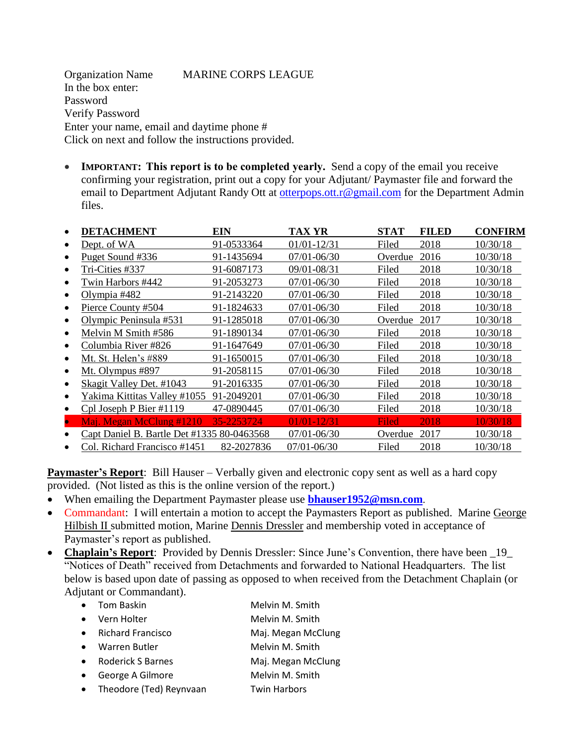Organization Name MARINE CORPS LEAGUE
In the box enter:
Password
Verify Password
Enter your name, email and daytime phone #
Click on next and follow the instructions provided.

- **IMPORTANT: This report is to be completed yearly.** Send a copy of the email you receive confirming your registration, print out a copy for your Adjutant/ Paymaster file and forward the email to Department Adjutant Randy Ott at otterpops.ott.r@gmail.com for the Department Admin files.

| DETACHMENT | EIN | TAX YR | STAT | FILED | CONFIRM |
|---|---|---|---|---|---|
| Dept. of WA | 91-0533364 | 01/01-12/31 | Filed | 2018 | 10/30/18 |
| Puget Sound #336 | 91-1435694 | 07/01-06/30 | Overdue | 2016 | 10/30/18 |
| Tri-Cities #337 | 91-6087173 | 09/01-08/31 | Filed | 2018 | 10/30/18 |
| Twin Harbors #442 | 91-2053273 | 07/01-06/30 | Filed | 2018 | 10/30/18 |
| Olympia #482 | 91-2143220 | 07/01-06/30 | Filed | 2018 | 10/30/18 |
| Pierce County #504 | 91-1824633 | 07/01-06/30 | Filed | 2018 | 10/30/18 |
| Olympic Peninsula #531 | 91-1285018 | 07/01-06/30 | Overdue | 2017 | 10/30/18 |
| Melvin M Smith #586 | 91-1890134 | 07/01-06/30 | Filed | 2018 | 10/30/18 |
| Columbia River #826 | 91-1647649 | 07/01-06/30 | Filed | 2018 | 10/30/18 |
| Mt. St. Helen's #889 | 91-1650015 | 07/01-06/30 | Filed | 2018 | 10/30/18 |
| Mt. Olympus #897 | 91-2058115 | 07/01-06/30 | Filed | 2018 | 10/30/18 |
| Skagit Valley Det. #1043 | 91-2016335 | 07/01-06/30 | Filed | 2018 | 10/30/18 |
| Yakima Kittitas Valley #1055 | 91-2049201 | 07/01-06/30 | Filed | 2018 | 10/30/18 |
| Cpl Joseph P Bier #1119 | 47-0890445 | 07/01-06/30 | Filed | 2018 | 10/30/18 |
| Maj. Megan McClung #1210 | 35-2253724 | 01/01-12/31 | Filed | 2018 | 10/30/18 |
| Capt Daniel B. Bartle Det #1335 | 80-0463568 | 07/01-06/30 | Overdue | 2017 | 10/30/18 |
| Col. Richard Francisco #1451 | 82-2027836 | 07/01-06/30 | Filed | 2018 | 10/30/18 |

**Paymaster's Report**: Bill Hauser – Verbally given and electronic copy sent as well as a hard copy provided. (Not listed as this is the online version of the report.)

- When emailing the Department Paymaster please use **bhauser1952@msn.com**.
- Commandant: I will entertain a motion to accept the Paymasters Report as published. Marine George Hilbish II submitted motion, Marine Dennis Dressler and membership voted in acceptance of Paymaster's report as published.
- **Chaplain's Report**: Provided by Dennis Dressler: Since June's Convention, there have been _19_ "Notices of Death" received from Detachments and forwarded to National Headquarters. The list below is based upon date of passing as opposed to when received from the Detachment Chaplain (or Adjutant or Commandant).
  - Tom Baskin — Melvin M. Smith
  - Vern Holter — Melvin M. Smith
  - Richard Francisco — Maj. Megan McClung
  - Warren Butler — Melvin M. Smith
  - Roderick S Barnes — Maj. Megan McClung
  - George A Gilmore — Melvin M. Smith
  - Theodore (Ted) Reynvaan — Twin Harbors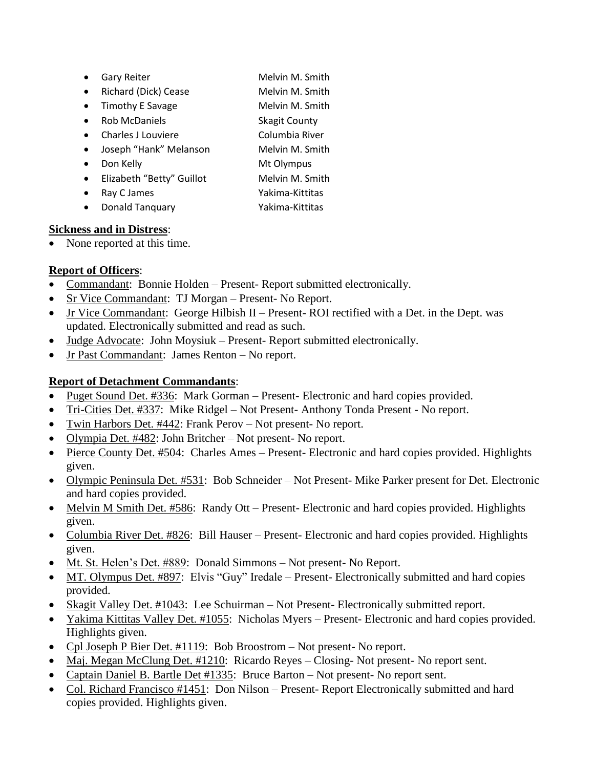- Gary Reiter Melvin M. Smith
- Richard (Dick) Cease Melvin M. Smith
- Timothy E Savage Melvin M. Smith
- Rob McDaniels Skagit County
- Charles J Louviere Columbia River
- Joseph "Hank" Melanson Melvin M. Smith
- Don Kelly Mt Olympus
- Elizabeth "Betty" Guillot Melvin M. Smith
- Ray C James Yakima-Kittitas
- Donald Tanquary Yakima-Kittitas

**Sickness and in Distress**:

- None reported at this time.

**Report of Officers**:

- Commandant: Bonnie Holden – Present- Report submitted electronically.
- Sr Vice Commandant: TJ Morgan – Present- No Report.
- Jr Vice Commandant: George Hilbish II – Present- ROI rectified with a Det. in the Dept. was updated. Electronically submitted and read as such.
- Judge Advocate: John Moysiuk – Present- Report submitted electronically.
- Jr Past Commandant: James Renton – No report.

**Report of Detachment Commandants**:

- Puget Sound Det. #336: Mark Gorman – Present- Electronic and hard copies provided.
- Tri-Cities Det. #337: Mike Ridgel – Not Present- Anthony Tonda Present - No report.
- Twin Harbors Det. #442: Frank Perov – Not present- No report.
- Olympia Det. #482: John Britcher – Not present- No report.
- Pierce County Det. #504: Charles Ames – Present- Electronic and hard copies provided. Highlights given.
- Olympic Peninsula Det. #531: Bob Schneider – Not Present- Mike Parker present for Det. Electronic and hard copies provided.
- Melvin M Smith Det. #586: Randy Ott – Present- Electronic and hard copies provided. Highlights given.
- Columbia River Det. #826: Bill Hauser – Present- Electronic and hard copies provided. Highlights given.
- Mt. St. Helen's Det. #889: Donald Simmons – Not present- No Report.
- MT. Olympus Det. #897: Elvis "Guy" Iredale – Present- Electronically submitted and hard copies provided.
- Skagit Valley Det. #1043: Lee Schuirman – Not Present- Electronically submitted report.
- Yakima Kittitas Valley Det. #1055: Nicholas Myers – Present- Electronic and hard copies provided. Highlights given.
- Cpl Joseph P Bier Det. #1119: Bob Broostrom – Not present- No report.
- Maj. Megan McClung Det. #1210: Ricardo Reyes – Closing- Not present- No report sent.
- Captain Daniel B. Bartle Det #1335: Bruce Barton – Not present- No report sent.
- Col. Richard Francisco #1451: Don Nilson – Present- Report Electronically submitted and hard copies provided. Highlights given.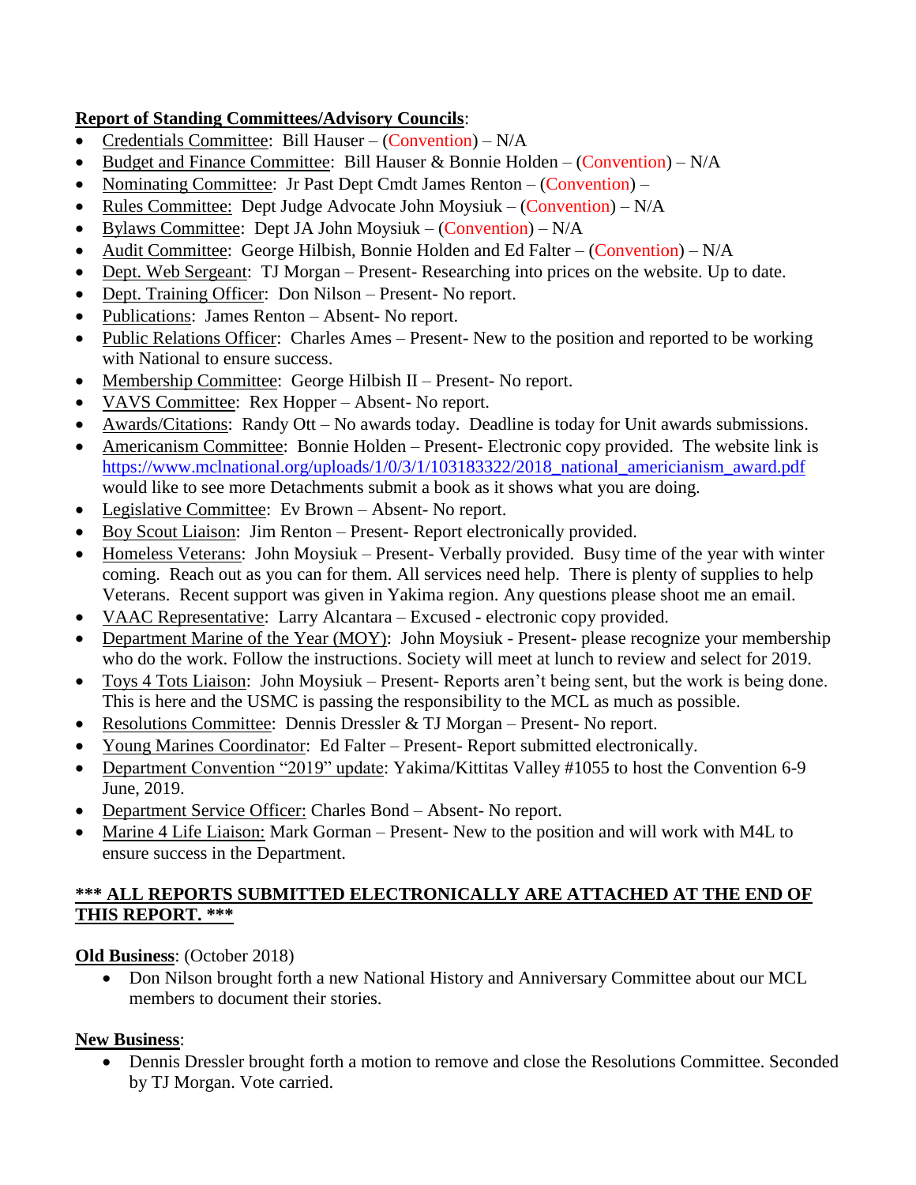**Report of Standing Committees/Advisory Councils**:

- Credentials Committee: Bill Hauser – (Convention) – N/A
- Budget and Finance Committee: Bill Hauser & Bonnie Holden – (Convention) – N/A
- Nominating Committee: Jr Past Dept Cmdt James Renton – (Convention) –
- Rules Committee: Dept Judge Advocate John Moysiuk – (Convention) – N/A
- Bylaws Committee: Dept JA John Moysiuk – (Convention) – N/A
- Audit Committee: George Hilbish, Bonnie Holden and Ed Falter – (Convention) – N/A
- Dept. Web Sergeant: TJ Morgan – Present- Researching into prices on the website. Up to date.
- Dept. Training Officer: Don Nilson – Present- No report.
- Publications: James Renton – Absent- No report.
- Public Relations Officer: Charles Ames – Present- New to the position and reported to be working with National to ensure success.
- Membership Committee: George Hilbish II – Present- No report.
- VAVS Committee: Rex Hopper – Absent- No report.
- Awards/Citations: Randy Ott – No awards today. Deadline is today for Unit awards submissions.
- Americanism Committee: Bonnie Holden – Present- Electronic copy provided. The website link is https://www.mclnational.org/uploads/1/0/3/1/103183322/2018_national_americianism_award.pdf would like to see more Detachments submit a book as it shows what you are doing.
- Legislative Committee: Ev Brown – Absent- No report.
- Boy Scout Liaison: Jim Renton – Present- Report electronically provided.
- Homeless Veterans: John Moysiuk – Present- Verbally provided. Busy time of the year with winter coming. Reach out as you can for them. All services need help. There is plenty of supplies to help Veterans. Recent support was given in Yakima region. Any questions please shoot me an email.
- VAAC Representative: Larry Alcantara – Excused - electronic copy provided.
- Department Marine of the Year (MOY): John Moysiuk - Present- please recognize your membership who do the work. Follow the instructions. Society will meet at lunch to review and select for 2019.
- Toys 4 Tots Liaison: John Moysiuk – Present- Reports aren't being sent, but the work is being done. This is here and the USMC is passing the responsibility to the MCL as much as possible.
- Resolutions Committee: Dennis Dressler & TJ Morgan – Present- No report.
- Young Marines Coordinator: Ed Falter – Present- Report submitted electronically.
- Department Convention "2019" update: Yakima/Kittitas Valley #1055 to host the Convention 6-9 June, 2019.
- Department Service Officer: Charles Bond – Absent- No report.
- Marine 4 Life Liaison: Mark Gorman – Present- New to the position and will work with M4L to ensure success in the Department.

**\*\*\* ALL REPORTS SUBMITTED ELECTRONICALLY ARE ATTACHED AT THE END OF THIS REPORT. \*\*\***

**Old Business**: (October 2018)

- Don Nilson brought forth a new National History and Anniversary Committee about our MCL members to document their stories.

**New Business**:

- Dennis Dressler brought forth a motion to remove and close the Resolutions Committee. Seconded by TJ Morgan. Vote carried.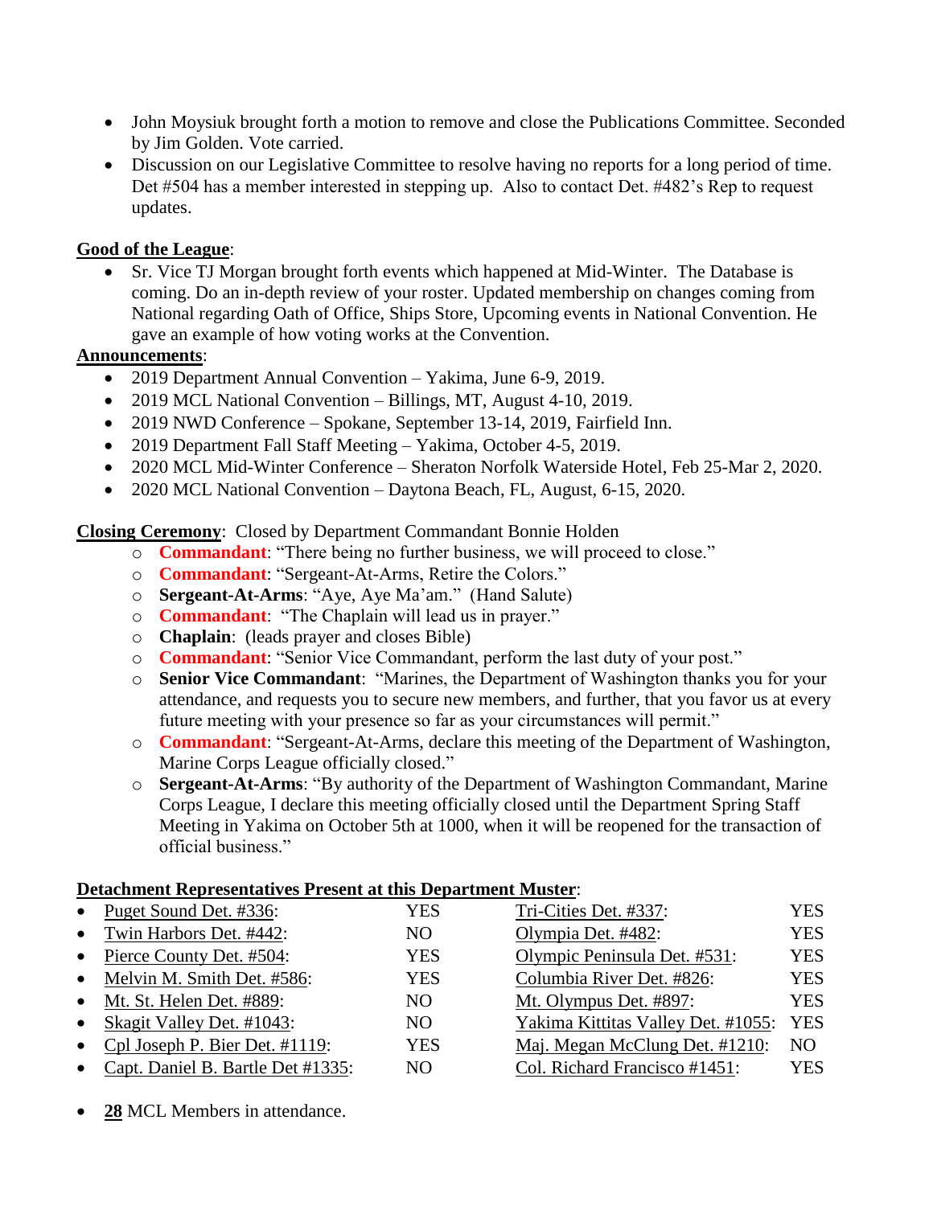- John Moysiuk brought forth a motion to remove and close the Publications Committee. Seconded by Jim Golden. Vote carried.
- Discussion on our Legislative Committee to resolve having no reports for a long period of time. Det #504 has a member interested in stepping up. Also to contact Det. #482's Rep to request updates.

**Good of the League**:

- Sr. Vice TJ Morgan brought forth events which happened at Mid-Winter. The Database is coming. Do an in-depth review of your roster. Updated membership on changes coming from National regarding Oath of Office, Ships Store, Upcoming events in National Convention. He gave an example of how voting works at the Convention.

**Announcements**:

- 2019 Department Annual Convention – Yakima, June 6-9, 2019.
- 2019 MCL National Convention – Billings, MT, August 4-10, 2019.
- 2019 NWD Conference – Spokane, September 13-14, 2019, Fairfield Inn.
- 2019 Department Fall Staff Meeting – Yakima, October 4-5, 2019.
- 2020 MCL Mid-Winter Conference – Sheraton Norfolk Waterside Hotel, Feb 25-Mar 2, 2020.
- 2020 MCL National Convention – Daytona Beach, FL, August, 6-15, 2020.

**Closing Ceremony**: Closed by Department Commandant Bonnie Holden

- **Commandant**: "There being no further business, we will proceed to close."
- **Commandant**: "Sergeant-At-Arms, Retire the Colors."
- **Sergeant-At-Arms**: "Aye, Aye Ma'am." (Hand Salute)
- **Commandant**: "The Chaplain will lead us in prayer."
- **Chaplain**: (leads prayer and closes Bible)
- **Commandant**: "Senior Vice Commandant, perform the last duty of your post."
- **Senior Vice Commandant**: "Marines, the Department of Washington thanks you for your attendance, and requests you to secure new members, and further, that you favor us at every future meeting with your presence so far as your circumstances will permit."
- **Commandant**: "Sergeant-At-Arms, declare this meeting of the Department of Washington, Marine Corps League officially closed."
- **Sergeant-At-Arms**: "By authority of the Department of Washington Commandant, Marine Corps League, I declare this meeting officially closed until the Department Spring Staff Meeting in Yakima on October 5th at 1000, when it will be reopened for the transaction of official business."

**Detachment Representatives Present at this Department Muster**:

| Detachment | Present | Detachment | Present |
|---|---|---|---|
| Puget Sound Det. #336: | YES | Tri-Cities Det. #337: | YES |
| Twin Harbors Det. #442: | NO | Olympia Det. #482: | YES |
| Pierce County Det. #504: | YES | Olympic Peninsula Det. #531: | YES |
| Melvin M. Smith Det. #586: | YES | Columbia River Det. #826: | YES |
| Mt. St. Helen Det. #889: | NO | Mt. Olympus Det. #897: | YES |
| Skagit Valley Det. #1043: | NO | Yakima Kittitas Valley Det. #1055: | YES |
| Cpl Joseph P. Bier Det. #1119: | YES | Maj. Megan McClung Det. #1210: | NO |
| Capt. Daniel B. Bartle Det #1335: | NO | Col. Richard Francisco #1451: | YES |

- **28** MCL Members in attendance.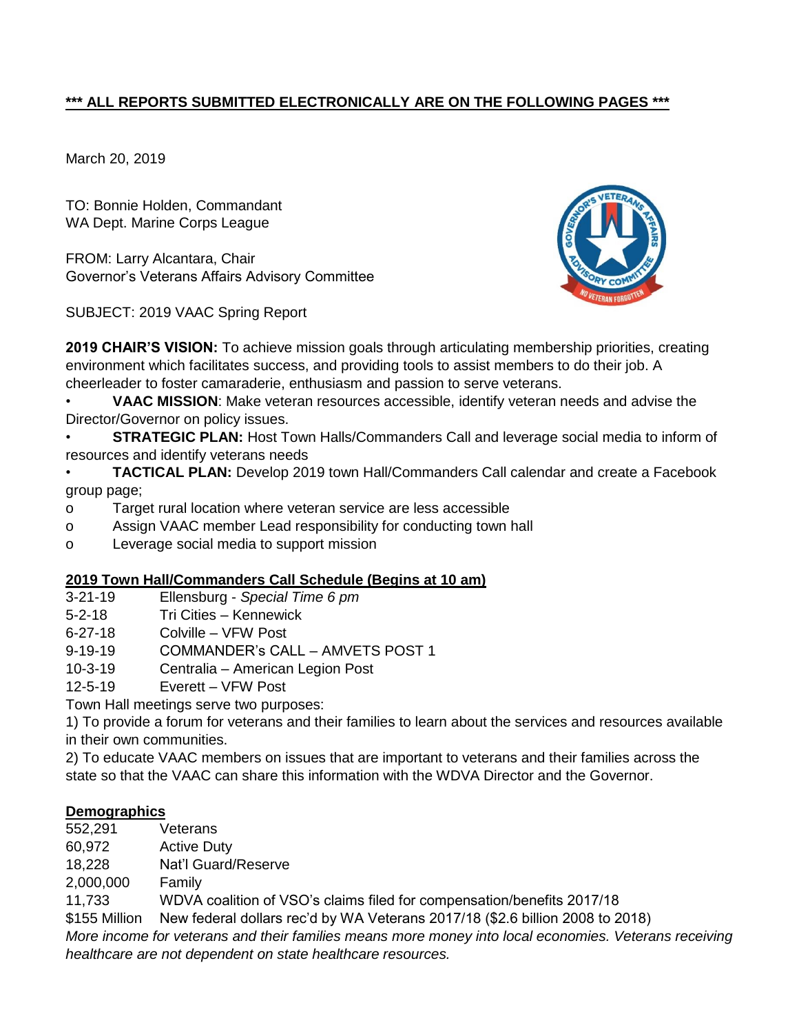**<u>*** ALL REPORTS SUBMITTED ELECTRONICALLY ARE ON THE FOLLOWING PAGES ***</u>**

March 20, 2019

TO: Bonnie Holden, Commandant
WA Dept. Marine Corps League

FROM: Larry Alcantara, Chair
Governor's Veterans Affairs Advisory Committee

SUBJECT: 2019 VAAC Spring Report

**2019 CHAIR'S VISION:** To achieve mission goals through articulating membership priorities, creating environment which facilitates success, and providing tools to assist members to do their job. A cheerleader to foster camaraderie, enthusiasm and passion to serve veterans.

- **VAAC MISSION**: Make veteran resources accessible, identify veteran needs and advise the Director/Governor on policy issues.
- **STRATEGIC PLAN:** Host Town Halls/Commanders Call and leverage social media to inform of resources and identify veterans needs
- **TACTICAL PLAN:** Develop 2019 town Hall/Commanders Call calendar and create a Facebook group page;
  - o Target rural location where veteran service are less accessible
  - o Assign VAAC member Lead responsibility for conducting town hall
  - o Leverage social media to support mission

**<u>2019 Town Hall/Commanders Call Schedule (Begins at 10 am)</u>**

| | |
|---|---|
| 3-21-19 | Ellensburg - *Special Time 6 pm* |
| 5-2-18 | Tri Cities – Kennewick |
| 6-27-18 | Colville – VFW Post |
| 9-19-19 | COMMANDER's CALL – AMVETS POST 1 |
| 10-3-19 | Centralia – American Legion Post |
| 12-5-19 | Everett – VFW Post |

Town Hall meetings serve two purposes:

1) To provide a forum for veterans and their families to learn about the services and resources available in their own communities.

2) To educate VAAC members on issues that are important to veterans and their families across the state so that the VAAC can share this information with the WDVA Director and the Governor.

**<u>Demographics</u>**

| | |
|---|---|
| 552,291 | Veterans |
| 60,972 | Active Duty |
| 18,228 | Nat'l Guard/Reserve |
| 2,000,000 | Family |
| 11,733 | WDVA coalition of VSO's claims filed for compensation/benefits 2017/18 |
| $155 Million | New federal dollars rec'd by WA Veterans 2017/18 ($2.6 billion 2008 to 2018) |

*More income for veterans and their families means more money into local economies. Veterans receiving healthcare are not dependent on state healthcare resources.*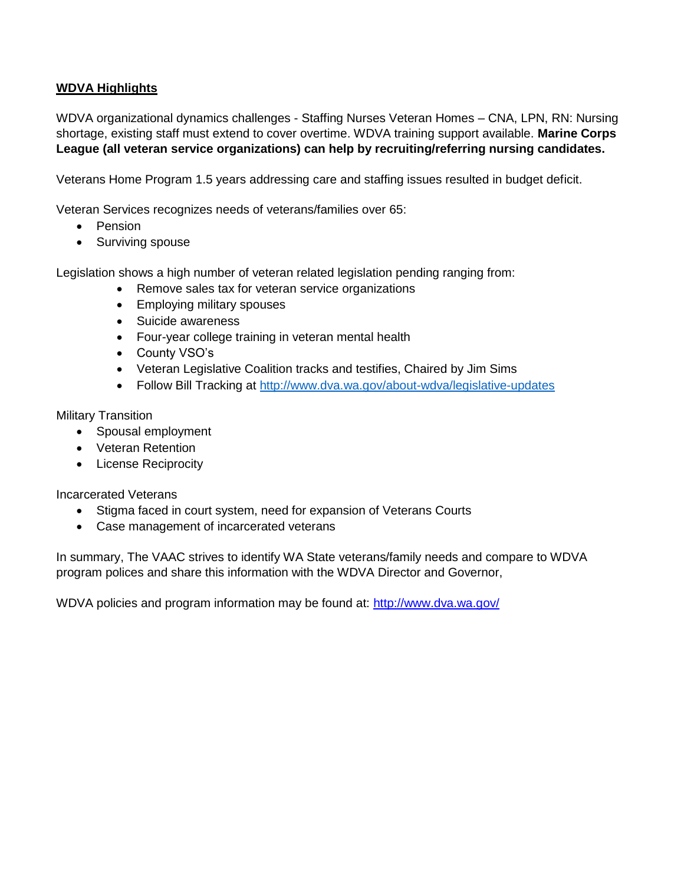**WDVA Highlights**

WDVA organizational dynamics challenges - Staffing Nurses Veteran Homes – CNA, LPN, RN: Nursing shortage, existing staff must extend to cover overtime. WDVA training support available. **Marine Corps League (all veteran service organizations) can help by recruiting/referring nursing candidates.**

Veterans Home Program 1.5 years addressing care and staffing issues resulted in budget deficit.

Veteran Services recognizes needs of veterans/families over 65:

- Pension
- Surviving spouse

Legislation shows a high number of veteran related legislation pending ranging from:

- Remove sales tax for veteran service organizations
- Employing military spouses
- Suicide awareness
- Four-year college training in veteran mental health
- County VSO's
- Veteran Legislative Coalition tracks and testifies, Chaired by Jim Sims
- Follow Bill Tracking at [http://www.dva.wa.gov/about-wdva/legislative-updates](http://www.dva.wa.gov/about-wdva/legislative-updates)

Military Transition

- Spousal employment
- Veteran Retention
- License Reciprocity

Incarcerated Veterans

- Stigma faced in court system, need for expansion of Veterans Courts
- Case management of incarcerated veterans

In summary, The VAAC strives to identify WA State veterans/family needs and compare to WDVA program polices and share this information with the WDVA Director and Governor,

WDVA policies and program information may be found at: [http://www.dva.wa.gov/](http://www.dva.wa.gov/)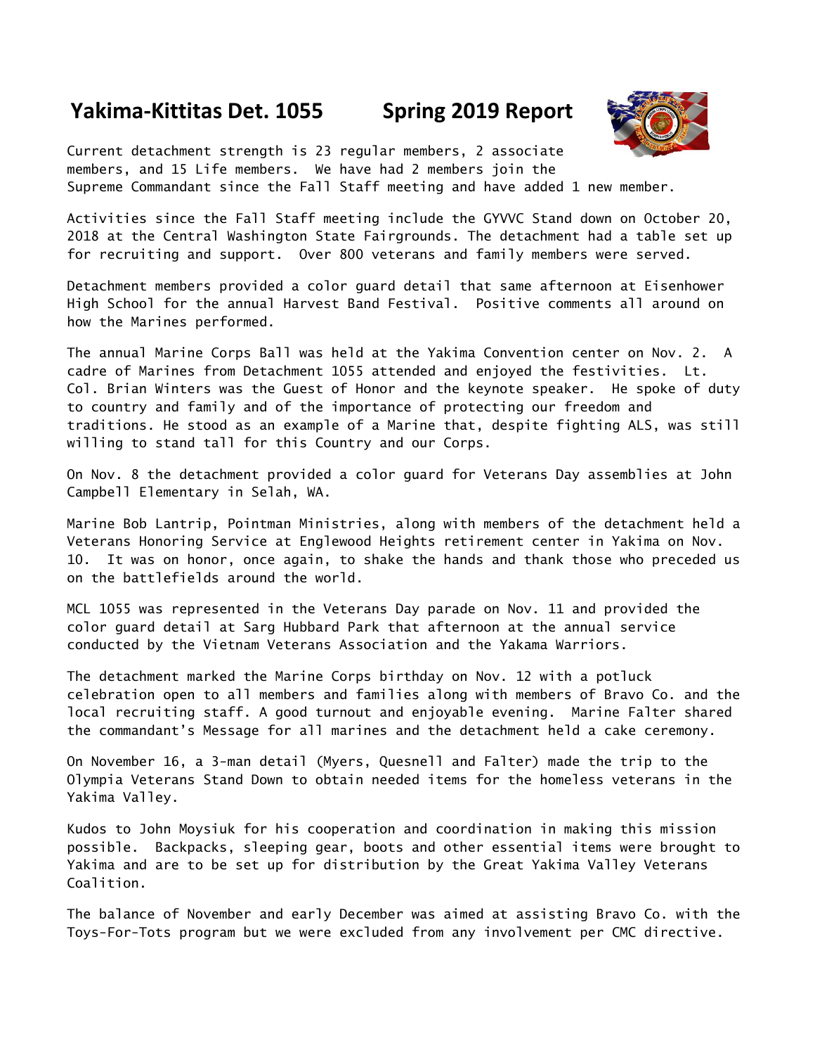# Yakima-Kittitas Det. 1055 Spring 2019 Report

Current detachment strength is 23 regular members, 2 associate members, and 15 Life members. We have had 2 members join the Supreme Commandant since the Fall Staff meeting and have added 1 new member.

Activities since the Fall Staff meeting include the GYVVC Stand down on October 20, 2018 at the Central Washington State Fairgrounds. The detachment had a table set up for recruiting and support. Over 800 veterans and family members were served.

Detachment members provided a color guard detail that same afternoon at Eisenhower High School for the annual Harvest Band Festival. Positive comments all around on how the Marines performed.

The annual Marine Corps Ball was held at the Yakima Convention center on Nov. 2. A cadre of Marines from Detachment 1055 attended and enjoyed the festivities. Lt. Col. Brian Winters was the Guest of Honor and the keynote speaker. He spoke of duty to country and family and of the importance of protecting our freedom and traditions. He stood as an example of a Marine that, despite fighting ALS, was still willing to stand tall for this Country and our Corps.

On Nov. 8 the detachment provided a color guard for Veterans Day assemblies at John Campbell Elementary in Selah, WA.

Marine Bob Lantrip, Pointman Ministries, along with members of the detachment held a Veterans Honoring Service at Englewood Heights retirement center in Yakima on Nov. 10. It was on honor, once again, to shake the hands and thank those who preceded us on the battlefields around the world.

MCL 1055 was represented in the Veterans Day parade on Nov. 11 and provided the color guard detail at Sarg Hubbard Park that afternoon at the annual service conducted by the Vietnam Veterans Association and the Yakama Warriors.

The detachment marked the Marine Corps birthday on Nov. 12 with a potluck celebration open to all members and families along with members of Bravo Co. and the local recruiting staff. A good turnout and enjoyable evening. Marine Falter shared the commandant's Message for all marines and the detachment held a cake ceremony.

On November 16, a 3-man detail (Myers, Quesnell and Falter) made the trip to the Olympia Veterans Stand Down to obtain needed items for the homeless veterans in the Yakima Valley.

Kudos to John Moysiuk for his cooperation and coordination in making this mission possible. Backpacks, sleeping gear, boots and other essential items were brought to Yakima and are to be set up for distribution by the Great Yakima Valley Veterans Coalition.

The balance of November and early December was aimed at assisting Bravo Co. with the Toys-For-Tots program but we were excluded from any involvement per CMC directive.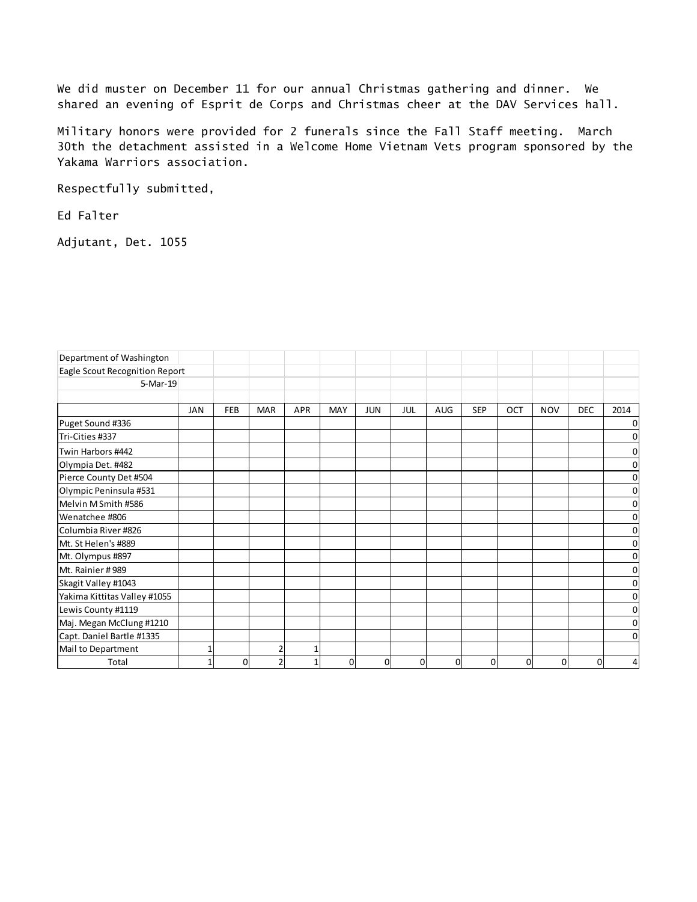We did muster on December 11 for our annual Christmas gathering and dinner. We shared an evening of Esprit de Corps and Christmas cheer at the DAV Services hall.

Military honors were provided for 2 funerals since the Fall Staff meeting. March 30th the detachment assisted in a Welcome Home Vietnam Vets program sponsored by the Yakama Warriors association.

Respectfully submitted,

Ed Falter

Adjutant, Det. 1055

Department of Washington

Eagle Scout Recognition Report

5-Mar-19

| | JAN | FEB | MAR | APR | MAY | JUN | JUL | AUG | SEP | OCT | NOV | DEC | 2014 |
|---|---|---|---|---|---|---|---|---|---|---|---|---|---|
| Puget Sound #336 | | | | | | | | | | | | | 0 |
| Tri-Cities #337 | | | | | | | | | | | | | 0 |
| Twin Harbors #442 | | | | | | | | | | | | | 0 |
| Olympia Det. #482 | | | | | | | | | | | | | 0 |
| Pierce County Det #504 | | | | | | | | | | | | | 0 |
| Olympic Peninsula #531 | | | | | | | | | | | | | 0 |
| Melvin M Smith #586 | | | | | | | | | | | | | 0 |
| Wenatchee #806 | | | | | | | | | | | | | 0 |
| Columbia River #826 | | | | | | | | | | | | | 0 |
| Mt. St Helen's #889 | | | | | | | | | | | | | 0 |
| Mt. Olympus #897 | | | | | | | | | | | | | 0 |
| Mt. Rainier # 989 | | | | | | | | | | | | | 0 |
| Skagit Valley #1043 | | | | | | | | | | | | | 0 |
| Yakima Kittitas Valley #1055 | | | | | | | | | | | | | 0 |
| Lewis County #1119 | | | | | | | | | | | | | 0 |
| Maj. Megan McClung #1210 | | | | | | | | | | | | | 0 |
| Capt. Daniel Bartle #1335 | | | | | | | | | | | | | 0 |
| Mail to Department | 1 | | 2 | 1 | | | | | | | | | |
| Total | 1 | 0 | 2 | 1 | 0 | 0 | 0 | 0 | 0 | 0 | 0 | 0 | 4 |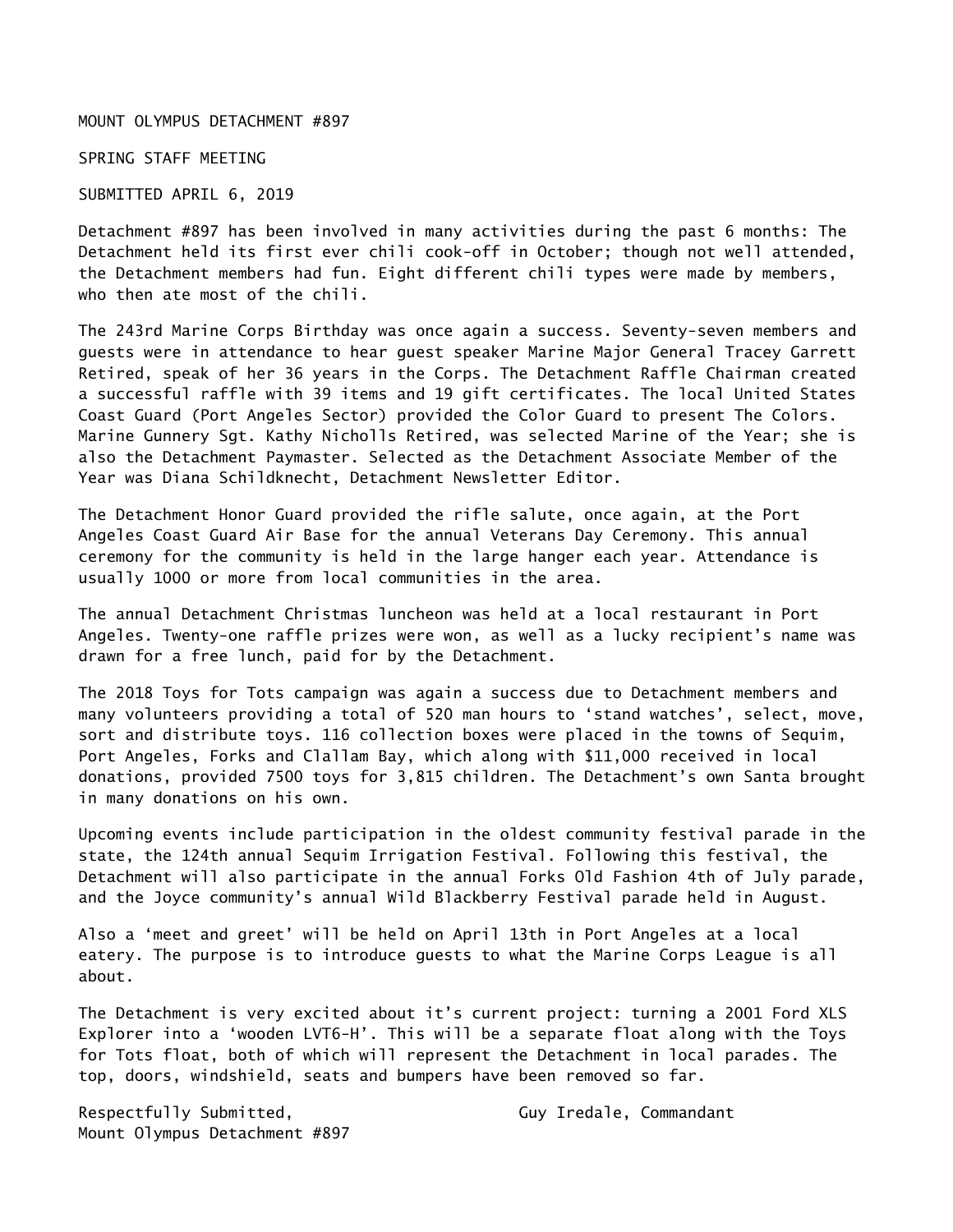MOUNT OLYMPUS DETACHMENT #897

SPRING STAFF MEETING

SUBMITTED APRIL 6, 2019

Detachment #897 has been involved in many activities during the past 6 months: The Detachment held its first ever chili cook-off in October; though not well attended, the Detachment members had fun. Eight different chili types were made by members, who then ate most of the chili.

The 243rd Marine Corps Birthday was once again a success. Seventy-seven members and guests were in attendance to hear guest speaker Marine Major General Tracey Garrett Retired, speak of her 36 years in the Corps. The Detachment Raffle Chairman created a successful raffle with 39 items and 19 gift certificates. The local United States Coast Guard (Port Angeles Sector) provided the Color Guard to present The Colors. Marine Gunnery Sgt. Kathy Nicholls Retired, was selected Marine of the Year; she is also the Detachment Paymaster. Selected as the Detachment Associate Member of the Year was Diana Schildknecht, Detachment Newsletter Editor.

The Detachment Honor Guard provided the rifle salute, once again, at the Port Angeles Coast Guard Air Base for the annual Veterans Day Ceremony. This annual ceremony for the community is held in the large hanger each year. Attendance is usually 1000 or more from local communities in the area.

The annual Detachment Christmas luncheon was held at a local restaurant in Port Angeles. Twenty-one raffle prizes were won, as well as a lucky recipient's name was drawn for a free lunch, paid for by the Detachment.

The 2018 Toys for Tots campaign was again a success due to Detachment members and many volunteers providing a total of 520 man hours to 'stand watches', select, move, sort and distribute toys. 116 collection boxes were placed in the towns of Sequim, Port Angeles, Forks and Clallam Bay, which along with $11,000 received in local donations, provided 7500 toys for 3,815 children. The Detachment's own Santa brought in many donations on his own.

Upcoming events include participation in the oldest community festival parade in the state, the 124th annual Sequim Irrigation Festival. Following this festival, the Detachment will also participate in the annual Forks Old Fashion 4th of July parade, and the Joyce community's annual Wild Blackberry Festival parade held in August.

Also a 'meet and greet' will be held on April 13th in Port Angeles at a local eatery. The purpose is to introduce guests to what the Marine Corps League is all about.

The Detachment is very excited about it's current project: turning a 2001 Ford XLS Explorer into a 'wooden LVT6-H'. This will be a separate float along with the Toys for Tots float, both of which will represent the Detachment in local parades. The top, doors, windshield, seats and bumpers have been removed so far.

Respectfully Submitted,
Mount Olympus Detachment #897

Guy Iredale, Commandant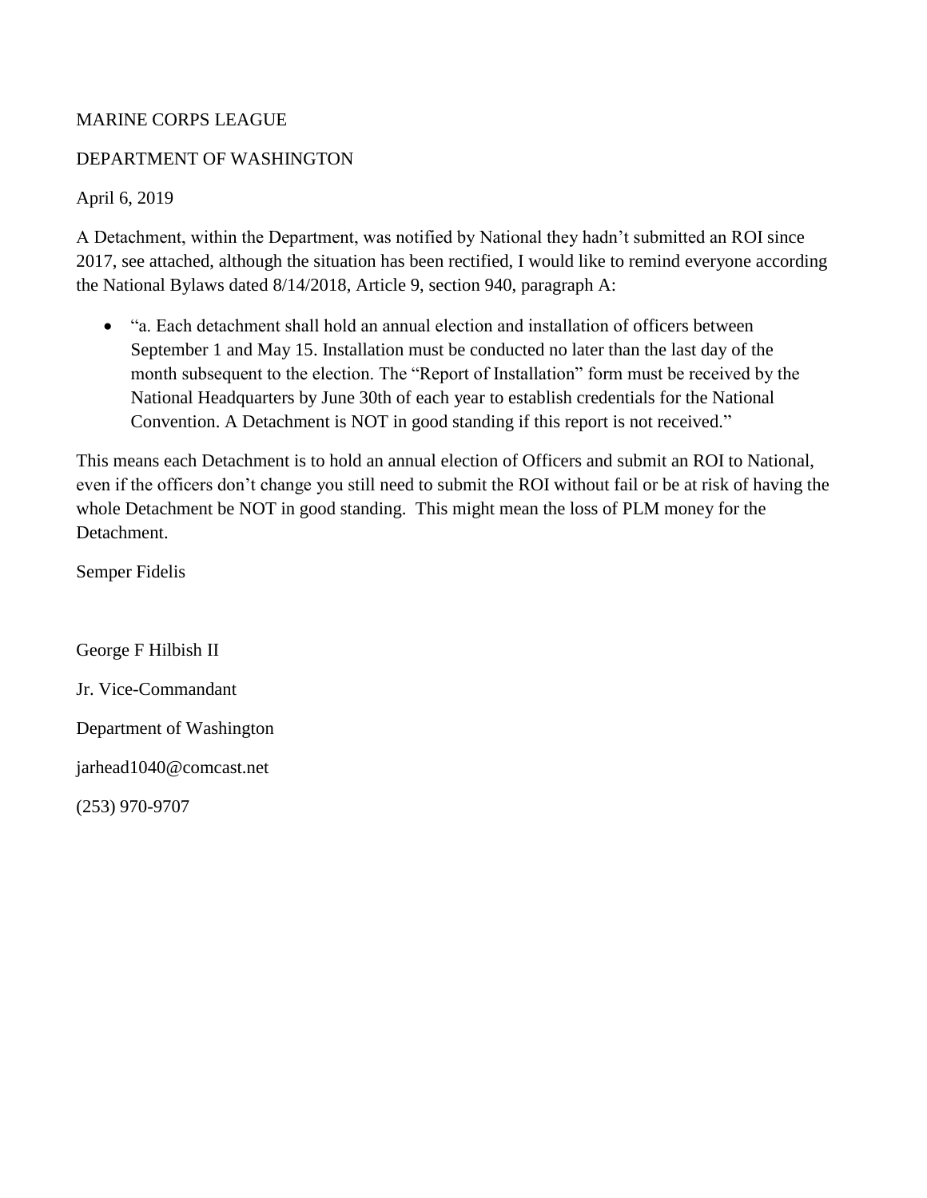MARINE CORPS LEAGUE

DEPARTMENT OF WASHINGTON

April 6, 2019

A Detachment, within the Department, was notified by National they hadn't submitted an ROI since 2017, see attached, although the situation has been rectified, I would like to remind everyone according the National Bylaws dated 8/14/2018, Article 9, section 940, paragraph A:

- "a. Each detachment shall hold an annual election and installation of officers between September 1 and May 15. Installation must be conducted no later than the last day of the month subsequent to the election. The "Report of Installation" form must be received by the National Headquarters by June 30th of each year to establish credentials for the National Convention. A Detachment is NOT in good standing if this report is not received."

This means each Detachment is to hold an annual election of Officers and submit an ROI to National, even if the officers don't change you still need to submit the ROI without fail or be at risk of having the whole Detachment be NOT in good standing. This might mean the loss of PLM money for the Detachment.

Semper Fidelis

George F Hilbish II

Jr. Vice-Commandant

Department of Washington

jarhead1040@comcast.net

(253) 970-9707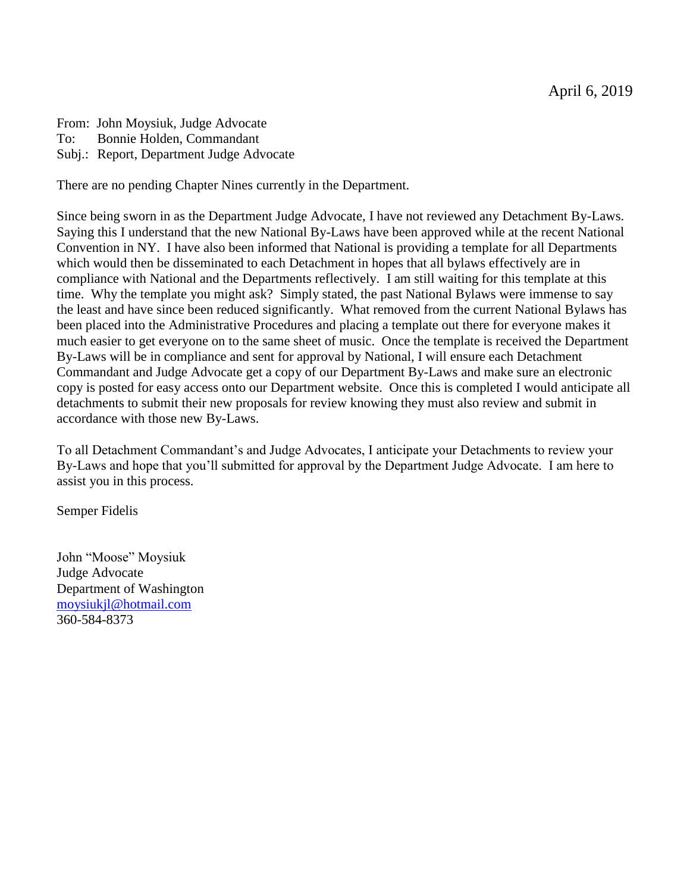April 6, 2019

From: John Moysiuk, Judge Advocate
To: Bonnie Holden, Commandant
Subj.: Report, Department Judge Advocate

There are no pending Chapter Nines currently in the Department.

Since being sworn in as the Department Judge Advocate, I have not reviewed any Detachment By-Laws. Saying this I understand that the new National By-Laws have been approved while at the recent National Convention in NY. I have also been informed that National is providing a template for all Departments which would then be disseminated to each Detachment in hopes that all bylaws effectively are in compliance with National and the Departments reflectively. I am still waiting for this template at this time. Why the template you might ask? Simply stated, the past National Bylaws were immense to say the least and have since been reduced significantly. What removed from the current National Bylaws has been placed into the Administrative Procedures and placing a template out there for everyone makes it much easier to get everyone on to the same sheet of music. Once the template is received the Department By-Laws will be in compliance and sent for approval by National, I will ensure each Detachment Commandant and Judge Advocate get a copy of our Department By-Laws and make sure an electronic copy is posted for easy access onto our Department website. Once this is completed I would anticipate all detachments to submit their new proposals for review knowing they must also review and submit in accordance with those new By-Laws.

To all Detachment Commandant's and Judge Advocates, I anticipate your Detachments to review your By-Laws and hope that you'll submitted for approval by the Department Judge Advocate. I am here to assist you in this process.

Semper Fidelis

John "Moose" Moysiuk
Judge Advocate
Department of Washington
moysiukjl@hotmail.com
360-584-8373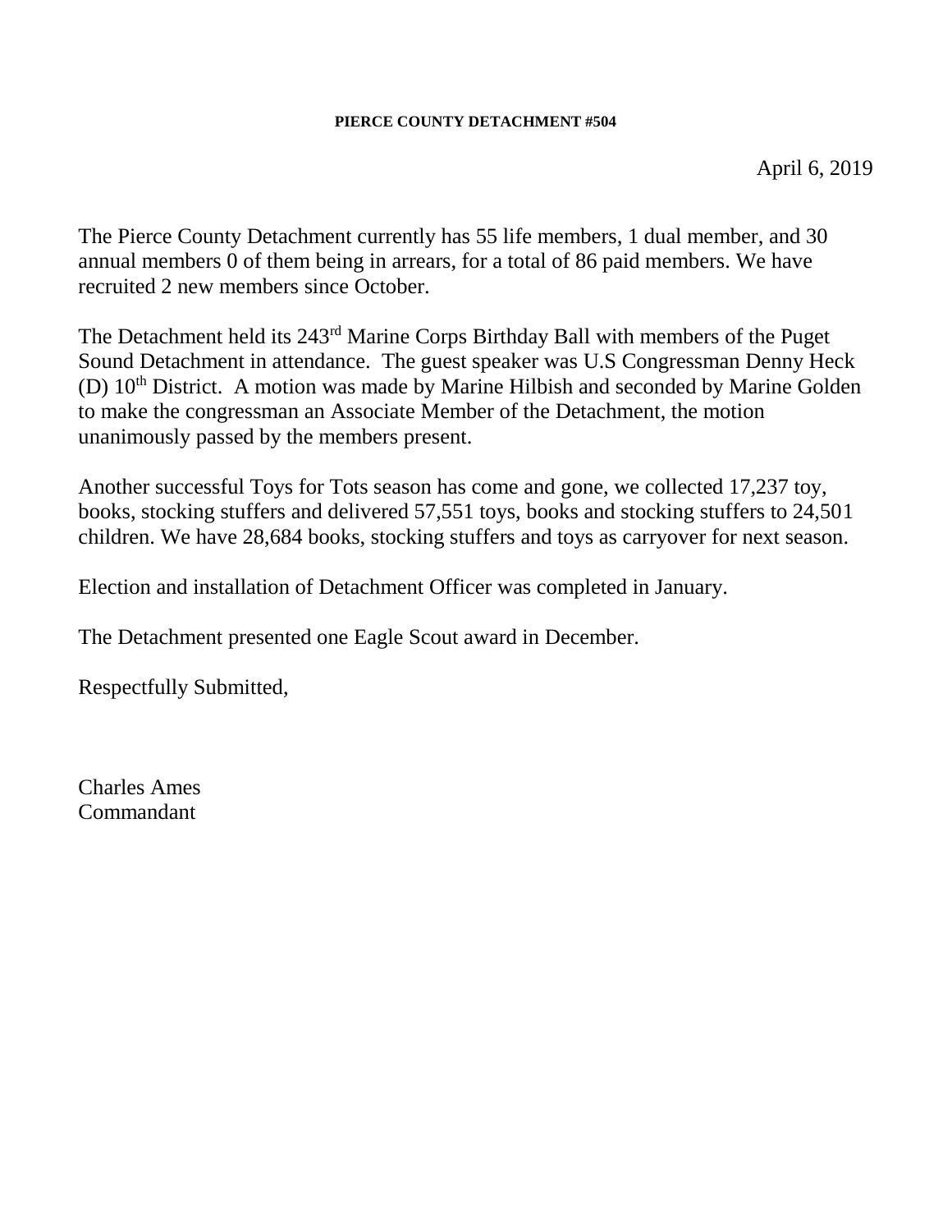**PIERCE COUNTY DETACHMENT #504**

April 6, 2019

The Pierce County Detachment currently has 55 life members, 1 dual member, and 30 annual members 0 of them being in arrears, for a total of 86 paid members. We have recruited 2 new members since October.

The Detachment held its 243rd Marine Corps Birthday Ball with members of the Puget Sound Detachment in attendance. The guest speaker was U.S Congressman Denny Heck (D) 10th District. A motion was made by Marine Hilbish and seconded by Marine Golden to make the congressman an Associate Member of the Detachment, the motion unanimously passed by the members present.

Another successful Toys for Tots season has come and gone, we collected 17,237 toy, books, stocking stuffers and delivered 57,551 toys, books and stocking stuffers to 24,501 children. We have 28,684 books, stocking stuffers and toys as carryover for next season.

Election and installation of Detachment Officer was completed in January.

The Detachment presented one Eagle Scout award in December.

Respectfully Submitted,

Charles Ames
Commandant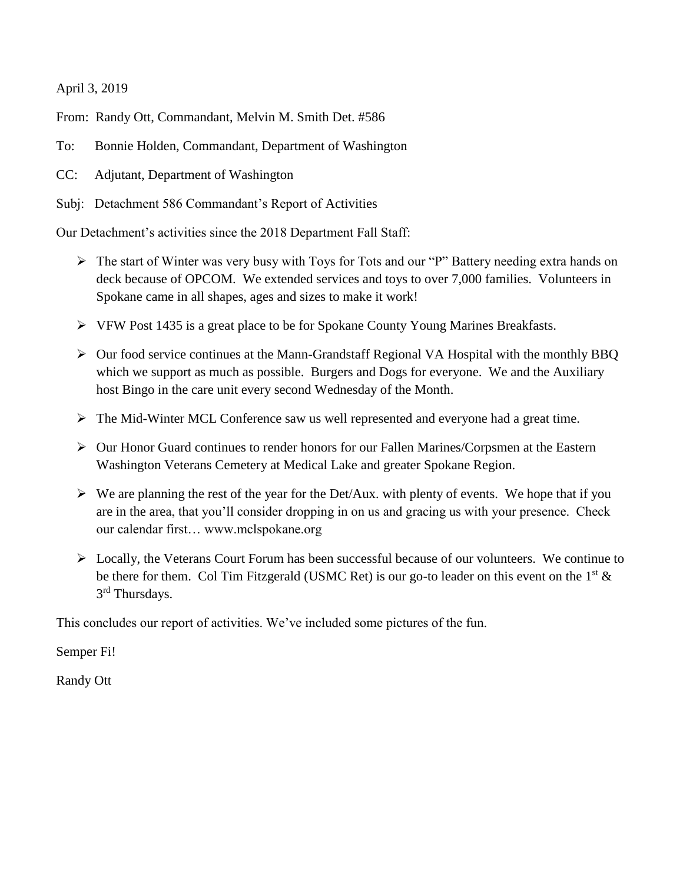April 3, 2019

From: Randy Ott, Commandant, Melvin M. Smith Det. #586

To: Bonnie Holden, Commandant, Department of Washington

CC: Adjutant, Department of Washington

Subj: Detachment 586 Commandant's Report of Activities

Our Detachment's activities since the 2018 Department Fall Staff:

- The start of Winter was very busy with Toys for Tots and our "P" Battery needing extra hands on deck because of OPCOM. We extended services and toys to over 7,000 families. Volunteers in Spokane came in all shapes, ages and sizes to make it work!
- VFW Post 1435 is a great place to be for Spokane County Young Marines Breakfasts.
- Our food service continues at the Mann-Grandstaff Regional VA Hospital with the monthly BBQ which we support as much as possible. Burgers and Dogs for everyone. We and the Auxiliary host Bingo in the care unit every second Wednesday of the Month.
- The Mid-Winter MCL Conference saw us well represented and everyone had a great time.
- Our Honor Guard continues to render honors for our Fallen Marines/Corpsmen at the Eastern Washington Veterans Cemetery at Medical Lake and greater Spokane Region.
- We are planning the rest of the year for the Det/Aux. with plenty of events. We hope that if you are in the area, that you'll consider dropping in on us and gracing us with your presence. Check our calendar first… www.mclspokane.org
- Locally, the Veterans Court Forum has been successful because of our volunteers. We continue to be there for them. Col Tim Fitzgerald (USMC Ret) is our go-to leader on this event on the 1st & 3rd Thursdays.

This concludes our report of activities. We've included some pictures of the fun.

Semper Fi!

Randy Ott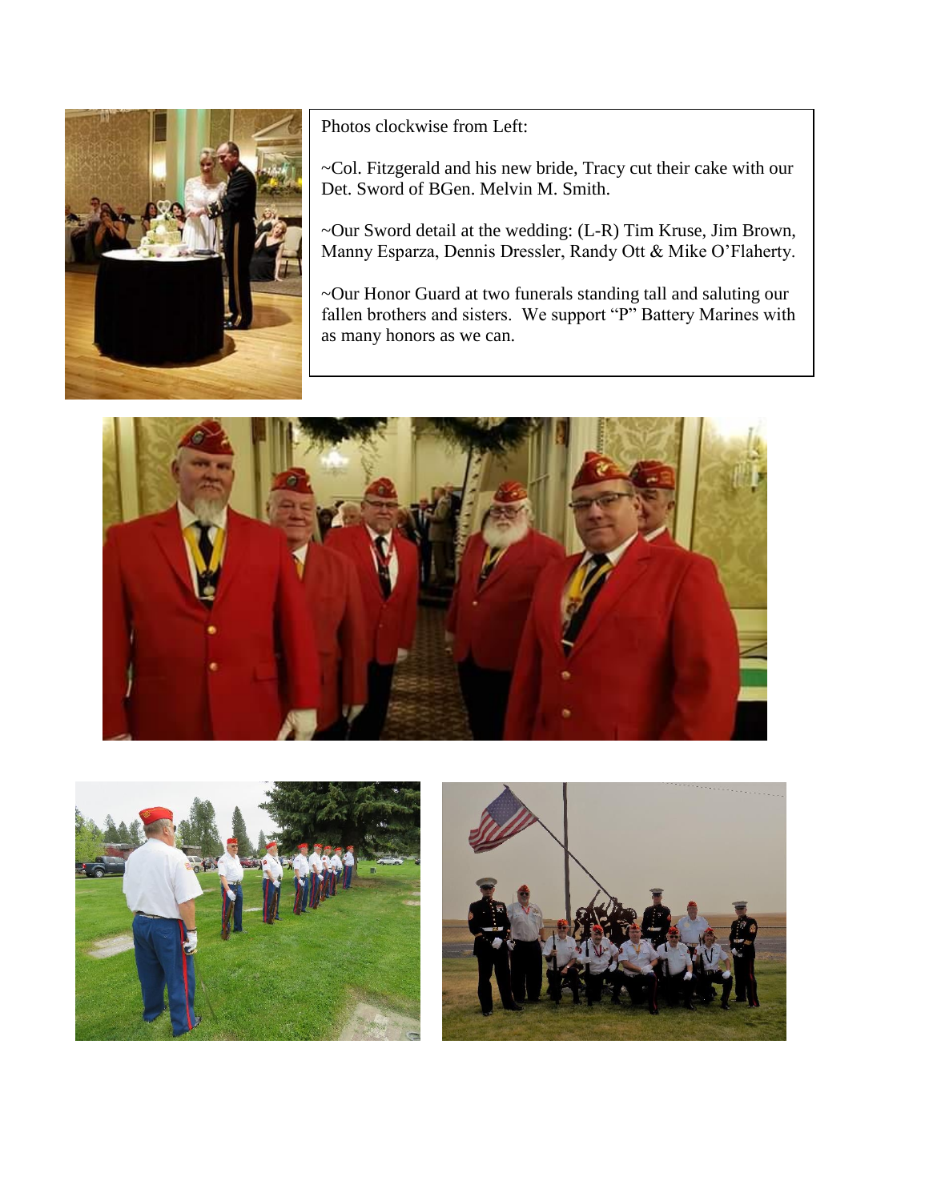Photos clockwise from Left:

~Col. Fitzgerald and his new bride, Tracy cut their cake with our Det. Sword of BGen. Melvin M. Smith.

~Our Sword detail at the wedding: (L-R) Tim Kruse, Jim Brown, Manny Esparza, Dennis Dressler, Randy Ott & Mike O'Flaherty.

~Our Honor Guard at two funerals standing tall and saluting our fallen brothers and sisters. We support "P" Battery Marines with as many honors as we can.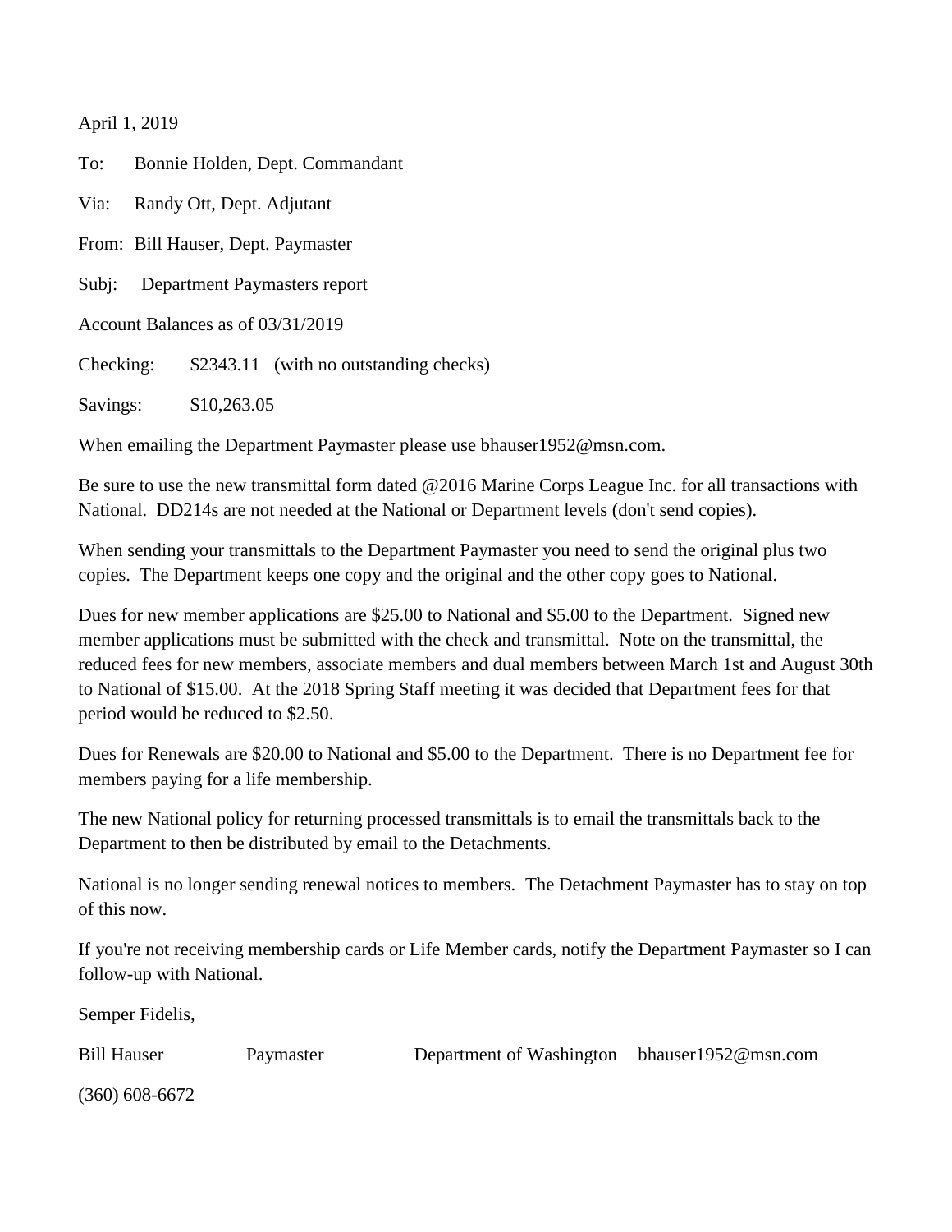April 1, 2019

To: Bonnie Holden, Dept. Commandant

Via: Randy Ott, Dept. Adjutant

From: Bill Hauser, Dept. Paymaster

Subj: Department Paymasters report

Account Balances as of 03/31/2019

Checking: $2343.11 (with no outstanding checks)

Savings: $10,263.05

When emailing the Department Paymaster please use bhauser1952@msn.com.

Be sure to use the new transmittal form dated @2016 Marine Corps League Inc. for all transactions with National. DD214s are not needed at the National or Department levels (don't send copies).

When sending your transmittals to the Department Paymaster you need to send the original plus two copies. The Department keeps one copy and the original and the other copy goes to National.

Dues for new member applications are $25.00 to National and $5.00 to the Department. Signed new member applications must be submitted with the check and transmittal. Note on the transmittal, the reduced fees for new members, associate members and dual members between March 1st and August 30th to National of $15.00. At the 2018 Spring Staff meeting it was decided that Department fees for that period would be reduced to $2.50.

Dues for Renewals are $20.00 to National and $5.00 to the Department. There is no Department fee for members paying for a life membership.

The new National policy for returning processed transmittals is to email the transmittals back to the Department to then be distributed by email to the Detachments.

National is no longer sending renewal notices to members. The Detachment Paymaster has to stay on top of this now.

If you're not receiving membership cards or Life Member cards, notify the Department Paymaster so I can follow-up with National.

Semper Fidelis,

Bill Hauser Paymaster Department of Washington bhauser1952@msn.com

(360) 608-6672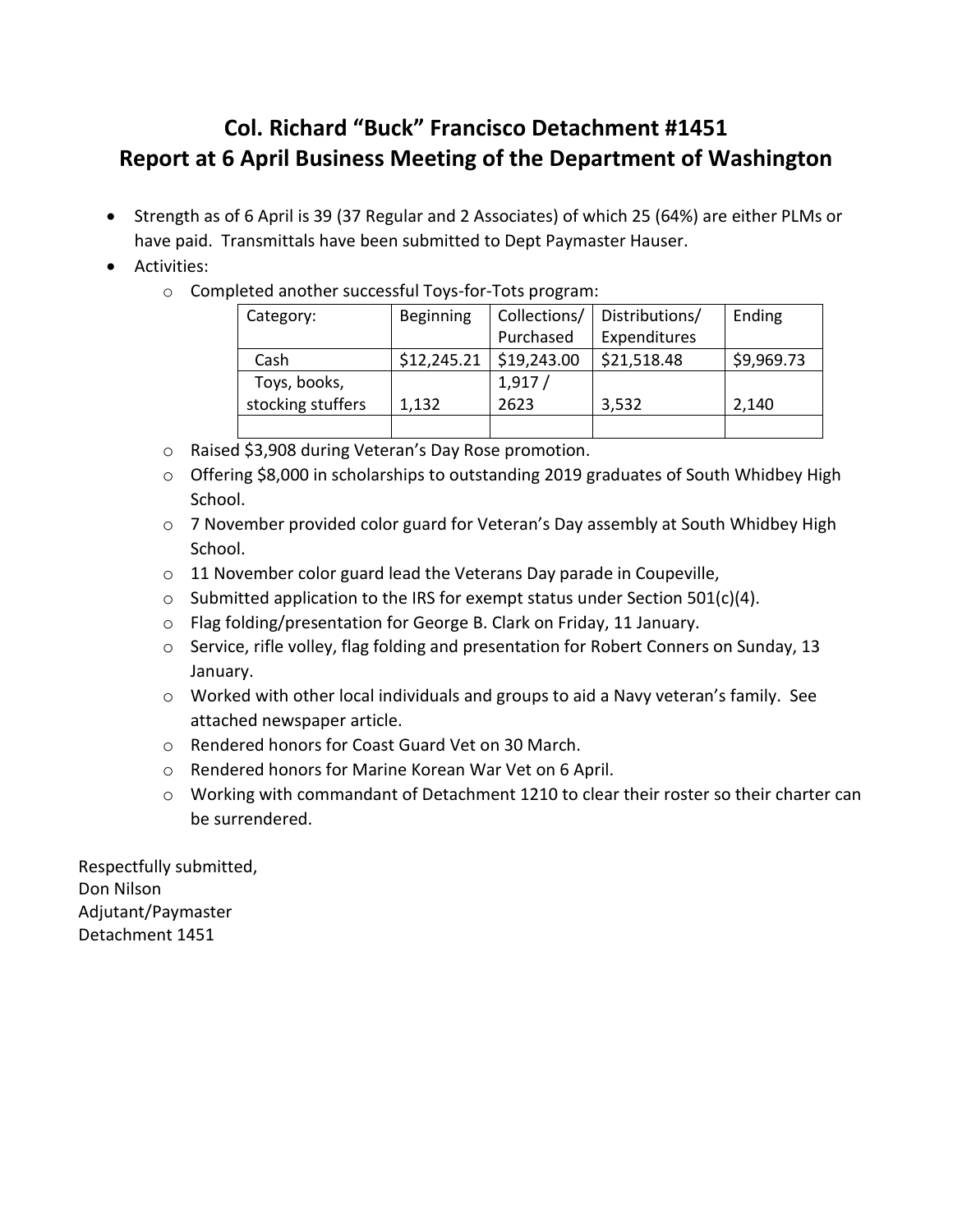# Col. Richard "Buck" Francisco Detachment #1451
# Report at 6 April Business Meeting of the Department of Washington

- Strength as of 6 April is 39 (37 Regular and 2 Associates) of which 25 (64%) are either PLMs or have paid. Transmittals have been submitted to Dept Paymaster Hauser.
- Activities:
  - Completed another successful Toys-for-Tots program:

| Category: | Beginning | Collections/ Purchased | Distributions/ Expenditures | Ending |
|---|---|---|---|---|
| Cash | $12,245.21 | $19,243.00 | $21,518.48 | $9,969.73 |
| Toys, books, stocking stuffers | 1,132 | 1,917 / 2623 | 3,532 | 2,140 |
| | | | | |

  - Raised $3,908 during Veteran's Day Rose promotion.
  - Offering $8,000 in scholarships to outstanding 2019 graduates of South Whidbey High School.
  - 7 November provided color guard for Veteran's Day assembly at South Whidbey High School.
  - 11 November color guard lead the Veterans Day parade in Coupeville,
  - Submitted application to the IRS for exempt status under Section 501(c)(4).
  - Flag folding/presentation for George B. Clark on Friday, 11 January.
  - Service, rifle volley, flag folding and presentation for Robert Conners on Sunday, 13 January.
  - Worked with other local individuals and groups to aid a Navy veteran's family. See attached newspaper article.
  - Rendered honors for Coast Guard Vet on 30 March.
  - Rendered honors for Marine Korean War Vet on 6 April.
  - Working with commandant of Detachment 1210 to clear their roster so their charter can be surrendered.

Respectfully submitted,
Don Nilson
Adjutant/Paymaster
Detachment 1451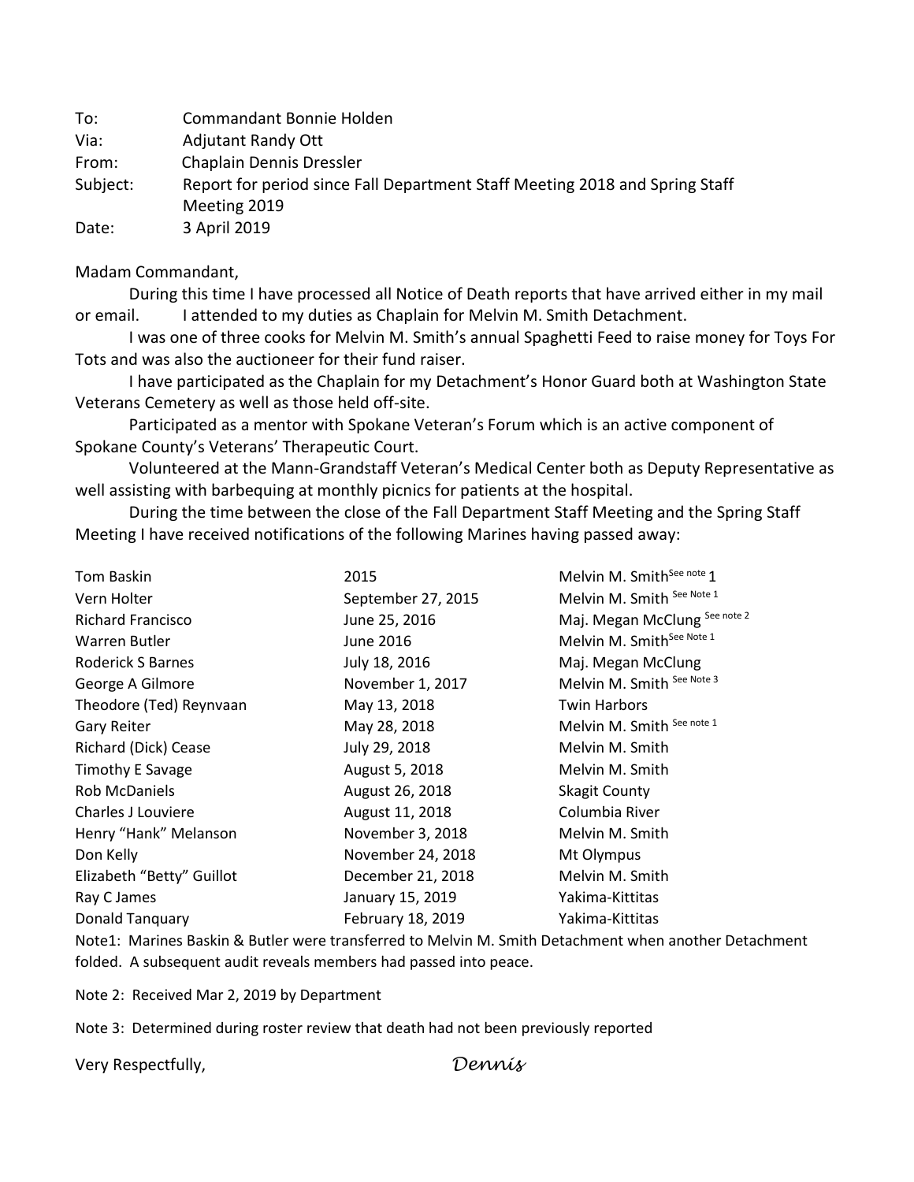To: Commandant Bonnie Holden
Via: Adjutant Randy Ott
From: Chaplain Dennis Dressler
Subject: Report for period since Fall Department Staff Meeting 2018 and Spring Staff Meeting 2019
Date: 3 April 2019

Madam Commandant,

During this time I have processed all Notice of Death reports that have arrived either in my mail or email. I attended to my duties as Chaplain for Melvin M. Smith Detachment.

I was one of three cooks for Melvin M. Smith's annual Spaghetti Feed to raise money for Toys For Tots and was also the auctioneer for their fund raiser.

I have participated as the Chaplain for my Detachment's Honor Guard both at Washington State Veterans Cemetery as well as those held off-site.

Participated as a mentor with Spokane Veteran's Forum which is an active component of Spokane County's Veterans' Therapeutic Court.

Volunteered at the Mann-Grandstaff Veteran's Medical Center both as Deputy Representative as well assisting with barbequing at monthly picnics for patients at the hospital.

During the time between the close of the Fall Department Staff Meeting and the Spring Staff Meeting I have received notifications of the following Marines having passed away:

| | | |
|---|---|---|
| Tom Baskin | 2015 | Melvin M. Smith [See note 1] |
| Vern Holter | September 27, 2015 | Melvin M. Smith [See Note 1] |
| Richard Francisco | June 25, 2016 | Maj. Megan McClung [See note 2] |
| Warren Butler | June 2016 | Melvin M. Smith [See Note 1] |
| Roderick S Barnes | July 18, 2016 | Maj. Megan McClung |
| George A Gilmore | November 1, 2017 | Melvin M. Smith [See Note 3] |
| Theodore (Ted) Reynvaan | May 13, 2018 | Twin Harbors |
| Gary Reiter | May 28, 2018 | Melvin M. Smith [See note 1] |
| Richard (Dick) Cease | July 29, 2018 | Melvin M. Smith |
| Timothy E Savage | August 5, 2018 | Melvin M. Smith |
| Rob McDaniels | August 26, 2018 | Skagit County |
| Charles J Louviere | August 11, 2018 | Columbia River |
| Henry "Hank" Melanson | November 3, 2018 | Melvin M. Smith |
| Don Kelly | November 24, 2018 | Mt Olympus |
| Elizabeth "Betty" Guillot | December 21, 2018 | Melvin M. Smith |
| Ray C James | January 15, 2019 | Yakima-Kittitas |
| Donald Tanquary | February 18, 2019 | Yakima-Kittitas |

Note1: Marines Baskin & Butler were transferred to Melvin M. Smith Detachment when another Detachment folded. A subsequent audit reveals members had passed into peace.

Note 2: Received Mar 2, 2019 by Department

Note 3: Determined during roster review that death had not been previously reported

Very Respectfully,

*Dennis*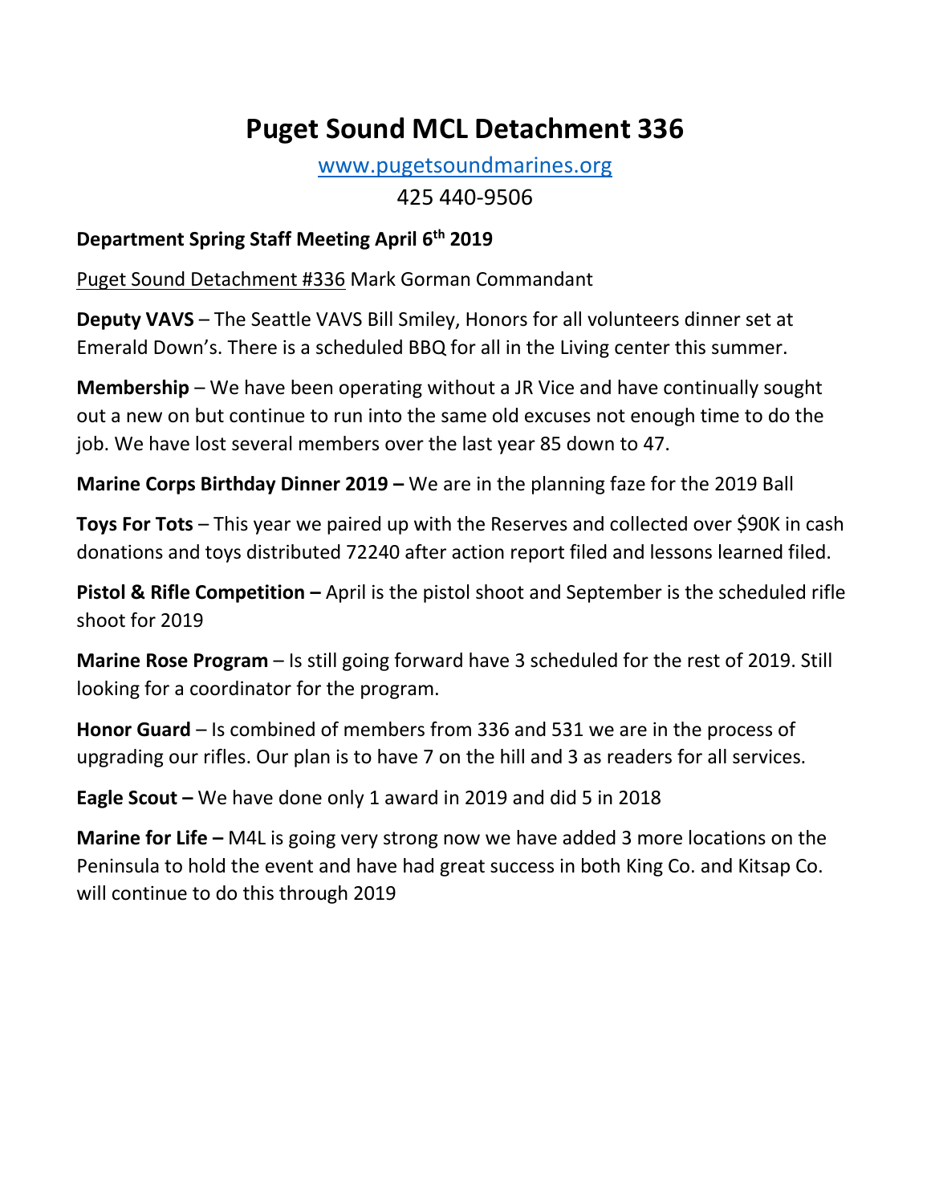# Puget Sound MCL Detachment 336

www.pugetsoundmarines.org

425 440-9506

**Department Spring Staff Meeting April 6th 2019**

Puget Sound Detachment #336 Mark Gorman Commandant

**Deputy VAVS** – The Seattle VAVS Bill Smiley, Honors for all volunteers dinner set at Emerald Down's. There is a scheduled BBQ for all in the Living center this summer.

**Membership** – We have been operating without a JR Vice and have continually sought out a new on but continue to run into the same old excuses not enough time to do the job. We have lost several members over the last year 85 down to 47.

**Marine Corps Birthday Dinner 2019 –** We are in the planning faze for the 2019 Ball

**Toys For Tots** – This year we paired up with the Reserves and collected over $90K in cash donations and toys distributed 72240 after action report filed and lessons learned filed.

**Pistol & Rifle Competition –** April is the pistol shoot and September is the scheduled rifle shoot for 2019

**Marine Rose Program** – Is still going forward have 3 scheduled for the rest of 2019. Still looking for a coordinator for the program.

**Honor Guard** – Is combined of members from 336 and 531 we are in the process of upgrading our rifles. Our plan is to have 7 on the hill and 3 as readers for all services.

**Eagle Scout –** We have done only 1 award in 2019 and did 5 in 2018

**Marine for Life –** M4L is going very strong now we have added 3 more locations on the Peninsula to hold the event and have had great success in both King Co. and Kitsap Co. will continue to do this through 2019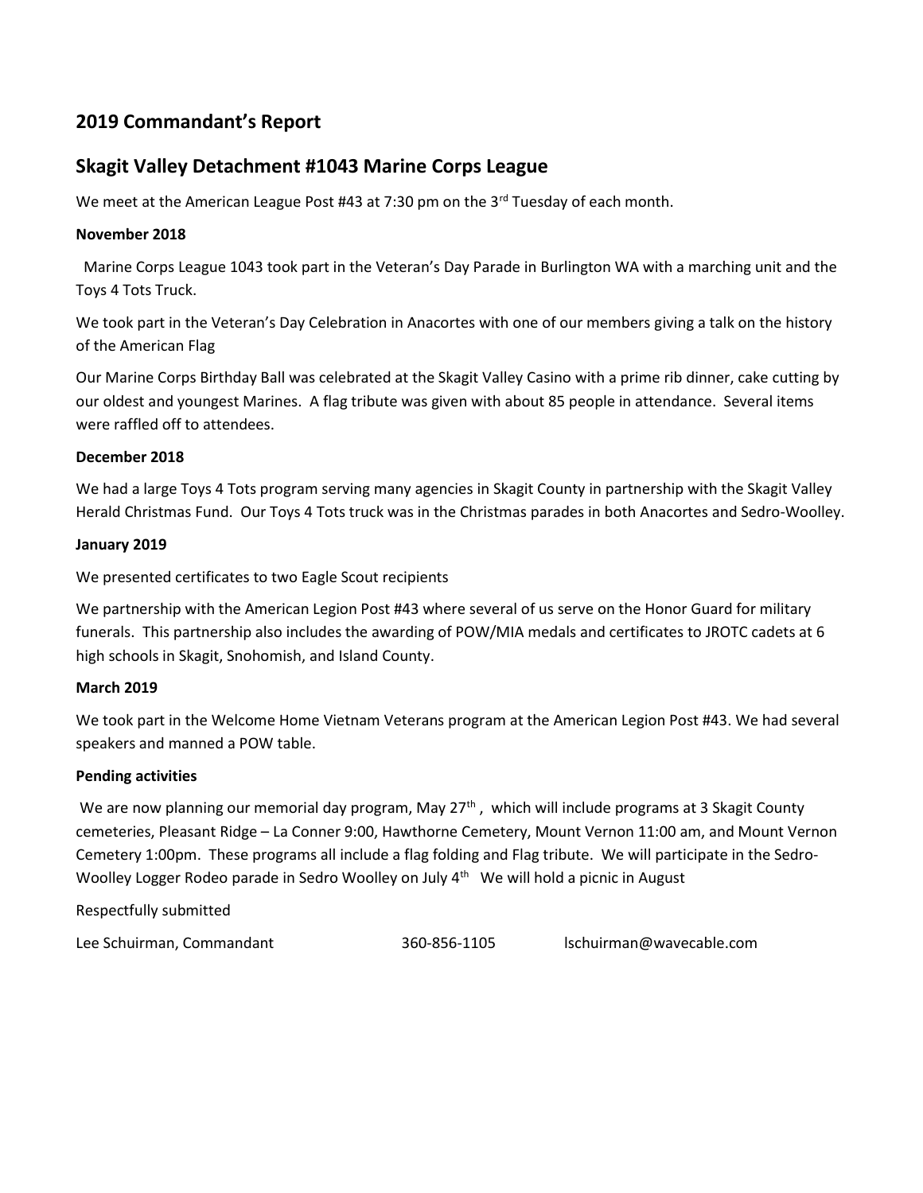## 2019 Commandant's Report

## Skagit Valley Detachment #1043 Marine Corps League

We meet at the American League Post #43 at 7:30 pm on the 3rd Tuesday of each month.

**November 2018**

Marine Corps League 1043 took part in the Veteran's Day Parade in Burlington WA with a marching unit and the Toys 4 Tots Truck.

We took part in the Veteran's Day Celebration in Anacortes with one of our members giving a talk on the history of the American Flag

Our Marine Corps Birthday Ball was celebrated at the Skagit Valley Casino with a prime rib dinner, cake cutting by our oldest and youngest Marines. A flag tribute was given with about 85 people in attendance. Several items were raffled off to attendees.

**December 2018**

We had a large Toys 4 Tots program serving many agencies in Skagit County in partnership with the Skagit Valley Herald Christmas Fund. Our Toys 4 Tots truck was in the Christmas parades in both Anacortes and Sedro-Woolley.

**January 2019**

We presented certificates to two Eagle Scout recipients

We partnership with the American Legion Post #43 where several of us serve on the Honor Guard for military funerals. This partnership also includes the awarding of POW/MIA medals and certificates to JROTC cadets at 6 high schools in Skagit, Snohomish, and Island County.

**March 2019**

We took part in the Welcome Home Vietnam Veterans program at the American Legion Post #43. We had several speakers and manned a POW table.

**Pending activities**

We are now planning our memorial day program, May 27th , which will include programs at 3 Skagit County cemeteries, Pleasant Ridge – La Conner 9:00, Hawthorne Cemetery, Mount Vernon 11:00 am, and Mount Vernon Cemetery 1:00pm. These programs all include a flag folding and Flag tribute. We will participate in the Sedro-Woolley Logger Rodeo parade in Sedro Woolley on July 4th We will hold a picnic in August

Respectfully submitted

Lee Schuirman, Commandant 360-856-1105 lschuirman@wavecable.com